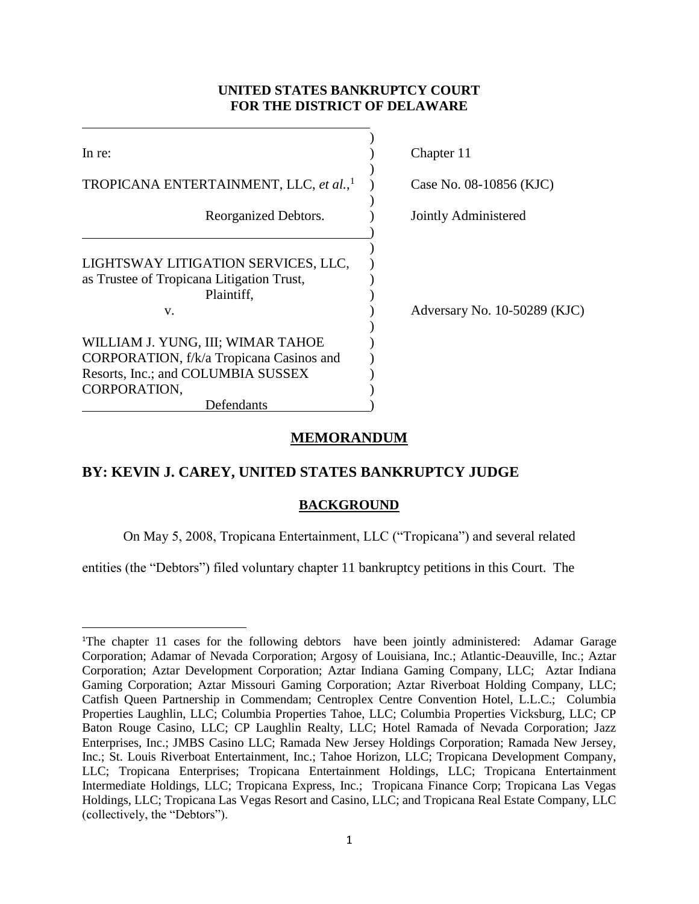**UNITED STATES BANKRUPTCY COURT**
**FOR THE DISTRICT OF DELAWARE**

| | |
|---|---|
| In re: | Chapter 11 |
| TROPICANA ENTERTAINMENT, LLC, *et al.*,[1] | Case No. 08-10856 (KJC) |
| Reorganized Debtors. | Jointly Administered |
| LIGHTSWAY LITIGATION SERVICES, LLC, as Trustee of Tropicana Litigation Trust, Plaintiff, v. | Adversary No. 10-50289 (KJC) |
| WILLIAM J. YUNG, III; WIMAR TAHOE CORPORATION, f/k/a Tropicana Casinos and Resorts, Inc.; and COLUMBIA SUSSEX CORPORATION, Defendants | |

## MEMORANDUM

### BY: KEVIN J. CAREY, UNITED STATES BANKRUPTCY JUDGE

#### BACKGROUND

On May 5, 2008, Tropicana Entertainment, LLC ("Tropicana") and several related entities (the "Debtors") filed voluntary chapter 11 bankruptcy petitions in this Court. The

---

[1]The chapter 11 cases for the following debtors have been jointly administered: Adamar Garage Corporation; Adamar of Nevada Corporation; Argosy of Louisiana, Inc.; Atlantic-Deauville, Inc.; Aztar Corporation; Aztar Development Corporation; Aztar Indiana Gaming Company, LLC; Aztar Indiana Gaming Corporation; Aztar Missouri Gaming Corporation; Aztar Riverboat Holding Company, LLC; Catfish Queen Partnership in Commendam; Centroplex Centre Convention Hotel, L.L.C.; Columbia Properties Laughlin, LLC; Columbia Properties Tahoe, LLC; Columbia Properties Vicksburg, LLC; CP Baton Rouge Casino, LLC; CP Laughlin Realty, LLC; Hotel Ramada of Nevada Corporation; Jazz Enterprises, Inc.; JMBS Casino LLC; Ramada New Jersey Holdings Corporation; Ramada New Jersey, Inc.; St. Louis Riverboat Entertainment, Inc.; Tahoe Horizon, LLC; Tropicana Development Company, LLC; Tropicana Enterprises; Tropicana Entertainment Holdings, LLC; Tropicana Entertainment Intermediate Holdings, LLC; Tropicana Express, Inc.; Tropicana Finance Corp; Tropicana Las Vegas Holdings, LLC; Tropicana Las Vegas Resort and Casino, LLC; and Tropicana Real Estate Company, LLC (collectively, the "Debtors").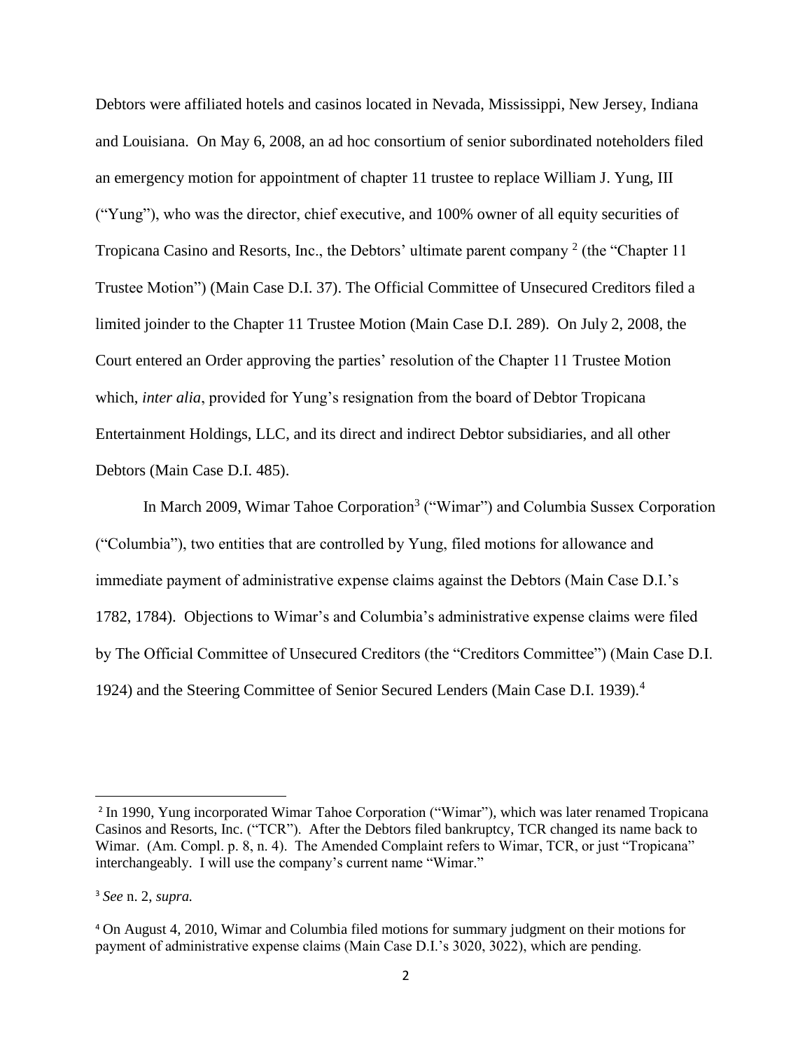Debtors were affiliated hotels and casinos located in Nevada, Mississippi, New Jersey, Indiana and Louisiana. On May 6, 2008, an ad hoc consortium of senior subordinated noteholders filed an emergency motion for appointment of chapter 11 trustee to replace William J. Yung, III ("Yung"), who was the director, chief executive, and 100% owner of all equity securities of Tropicana Casino and Resorts, Inc., the Debtors' ultimate parent company [2] (the "Chapter 11 Trustee Motion") (Main Case D.I. 37). The Official Committee of Unsecured Creditors filed a limited joinder to the Chapter 11 Trustee Motion (Main Case D.I. 289). On July 2, 2008, the Court entered an Order approving the parties' resolution of the Chapter 11 Trustee Motion which, *inter alia*, provided for Yung's resignation from the board of Debtor Tropicana Entertainment Holdings, LLC, and its direct and indirect Debtor subsidiaries, and all other Debtors (Main Case D.I. 485).

In March 2009, Wimar Tahoe Corporation[3] ("Wimar") and Columbia Sussex Corporation ("Columbia"), two entities that are controlled by Yung, filed motions for allowance and immediate payment of administrative expense claims against the Debtors (Main Case D.I.'s 1782, 1784). Objections to Wimar's and Columbia's administrative expense claims were filed by The Official Committee of Unsecured Creditors (the "Creditors Committee") (Main Case D.I. 1924) and the Steering Committee of Senior Secured Lenders (Main Case D.I. 1939).[4]

---

[2] In 1990, Yung incorporated Wimar Tahoe Corporation ("Wimar"), which was later renamed Tropicana Casinos and Resorts, Inc. ("TCR"). After the Debtors filed bankruptcy, TCR changed its name back to Wimar. (Am. Compl. p. 8, n. 4). The Amended Complaint refers to Wimar, TCR, or just "Tropicana" interchangeably. I will use the company's current name "Wimar."

[3] *See* n. 2, *supra.*

[4] On August 4, 2010, Wimar and Columbia filed motions for summary judgment on their motions for payment of administrative expense claims (Main Case D.I.'s 3020, 3022), which are pending.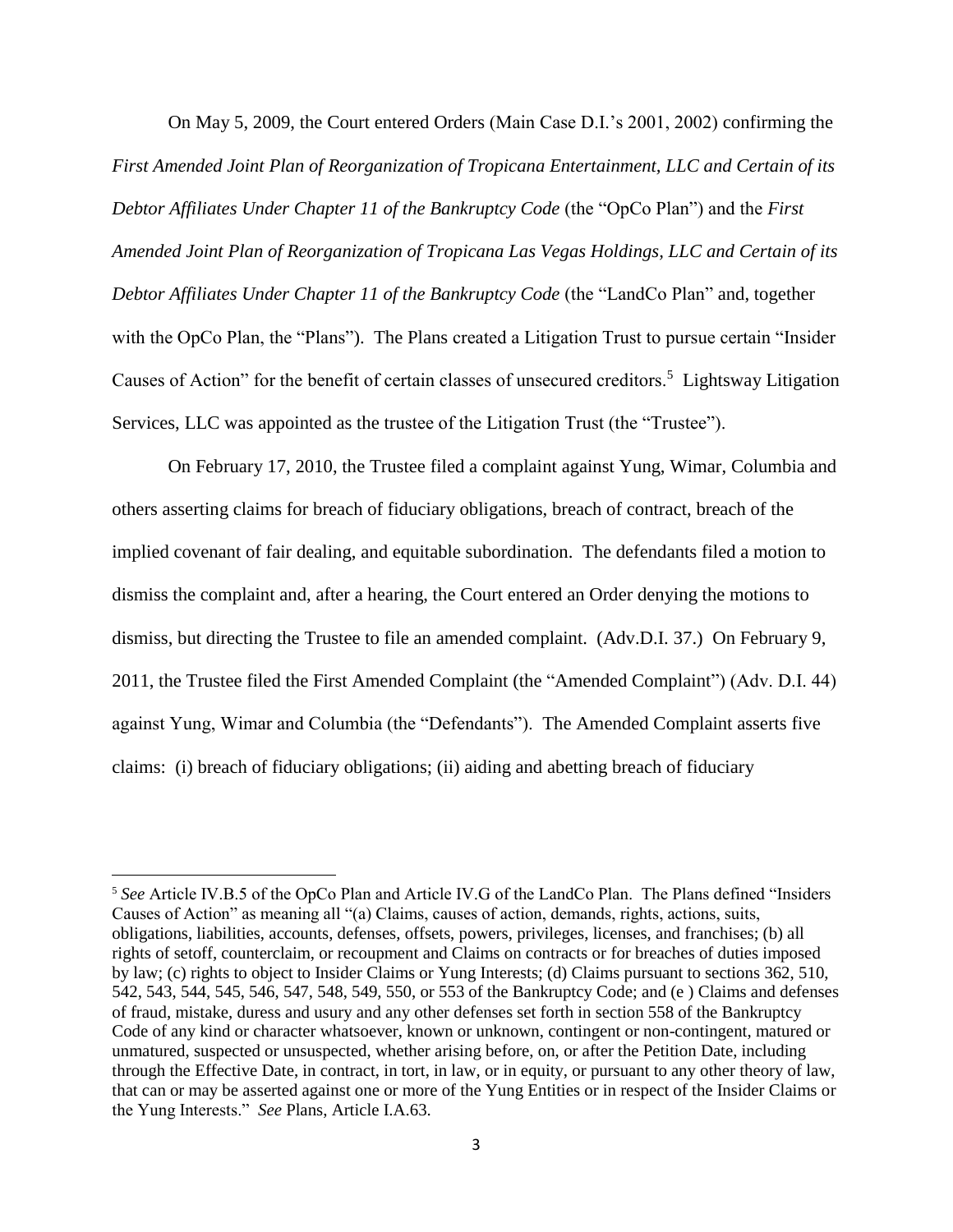On May 5, 2009, the Court entered Orders (Main Case D.I.'s 2001, 2002) confirming the *First Amended Joint Plan of Reorganization of Tropicana Entertainment, LLC and Certain of its Debtor Affiliates Under Chapter 11 of the Bankruptcy Code* (the "OpCo Plan") and the *First Amended Joint Plan of Reorganization of Tropicana Las Vegas Holdings, LLC and Certain of its Debtor Affiliates Under Chapter 11 of the Bankruptcy Code* (the "LandCo Plan" and, together with the OpCo Plan, the "Plans"). The Plans created a Litigation Trust to pursue certain "Insider Causes of Action" for the benefit of certain classes of unsecured creditors.[5] Lightsway Litigation Services, LLC was appointed as the trustee of the Litigation Trust (the "Trustee").

On February 17, 2010, the Trustee filed a complaint against Yung, Wimar, Columbia and others asserting claims for breach of fiduciary obligations, breach of contract, breach of the implied covenant of fair dealing, and equitable subordination. The defendants filed a motion to dismiss the complaint and, after a hearing, the Court entered an Order denying the motions to dismiss, but directing the Trustee to file an amended complaint. (Adv.D.I. 37.) On February 9, 2011, the Trustee filed the First Amended Complaint (the "Amended Complaint") (Adv. D.I. 44) against Yung, Wimar and Columbia (the "Defendants"). The Amended Complaint asserts five claims: (i) breach of fiduciary obligations; (ii) aiding and abetting breach of fiduciary

[5] *See* Article IV.B.5 of the OpCo Plan and Article IV.G of the LandCo Plan. The Plans defined "Insiders Causes of Action" as meaning all "(a) Claims, causes of action, demands, rights, actions, suits, obligations, liabilities, accounts, defenses, offsets, powers, privileges, licenses, and franchises; (b) all rights of setoff, counterclaim, or recoupment and Claims on contracts or for breaches of duties imposed by law; (c) rights to object to Insider Claims or Yung Interests; (d) Claims pursuant to sections 362, 510, 542, 543, 544, 545, 546, 547, 548, 549, 550, or 553 of the Bankruptcy Code; and (e ) Claims and defenses of fraud, mistake, duress and usury and any other defenses set forth in section 558 of the Bankruptcy Code of any kind or character whatsoever, known or unknown, contingent or non-contingent, matured or unmatured, suspected or unsuspected, whether arising before, on, or after the Petition Date, including through the Effective Date, in contract, in tort, in law, or in equity, or pursuant to any other theory of law, that can or may be asserted against one or more of the Yung Entities or in respect of the Insider Claims or the Yung Interests." *See* Plans, Article I.A.63.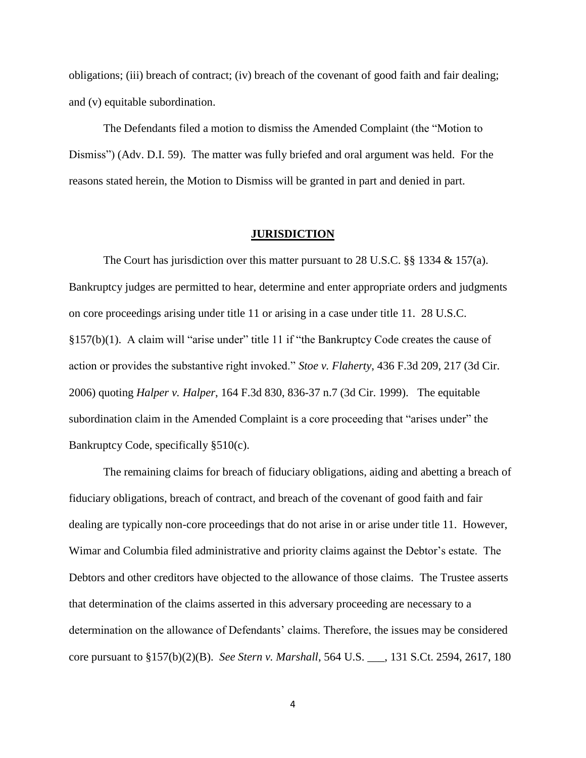obligations; (iii) breach of contract; (iv) breach of the covenant of good faith and fair dealing; and (v) equitable subordination.

The Defendants filed a motion to dismiss the Amended Complaint (the "Motion to Dismiss") (Adv. D.I. 59). The matter was fully briefed and oral argument was held. For the reasons stated herein, the Motion to Dismiss will be granted in part and denied in part.

## **JURISDICTION**

The Court has jurisdiction over this matter pursuant to 28 U.S.C. §§ 1334 & 157(a). Bankruptcy judges are permitted to hear, determine and enter appropriate orders and judgments on core proceedings arising under title 11 or arising in a case under title 11. 28 U.S.C. §157(b)(1). A claim will "arise under" title 11 if "the Bankruptcy Code creates the cause of action or provides the substantive right invoked." *Stoe v. Flaherty*, 436 F.3d 209, 217 (3d Cir. 2006) quoting *Halper v. Halper*, 164 F.3d 830, 836-37 n.7 (3d Cir. 1999). The equitable subordination claim in the Amended Complaint is a core proceeding that "arises under" the Bankruptcy Code, specifically §510(c).

The remaining claims for breach of fiduciary obligations, aiding and abetting a breach of fiduciary obligations, breach of contract, and breach of the covenant of good faith and fair dealing are typically non-core proceedings that do not arise in or arise under title 11. However, Wimar and Columbia filed administrative and priority claims against the Debtor's estate. The Debtors and other creditors have objected to the allowance of those claims. The Trustee asserts that determination of the claims asserted in this adversary proceeding are necessary to a determination on the allowance of Defendants' claims. Therefore, the issues may be considered core pursuant to §157(b)(2)(B). *See Stern v. Marshall*, 564 U.S. ___, 131 S.Ct. 2594, 2617, 180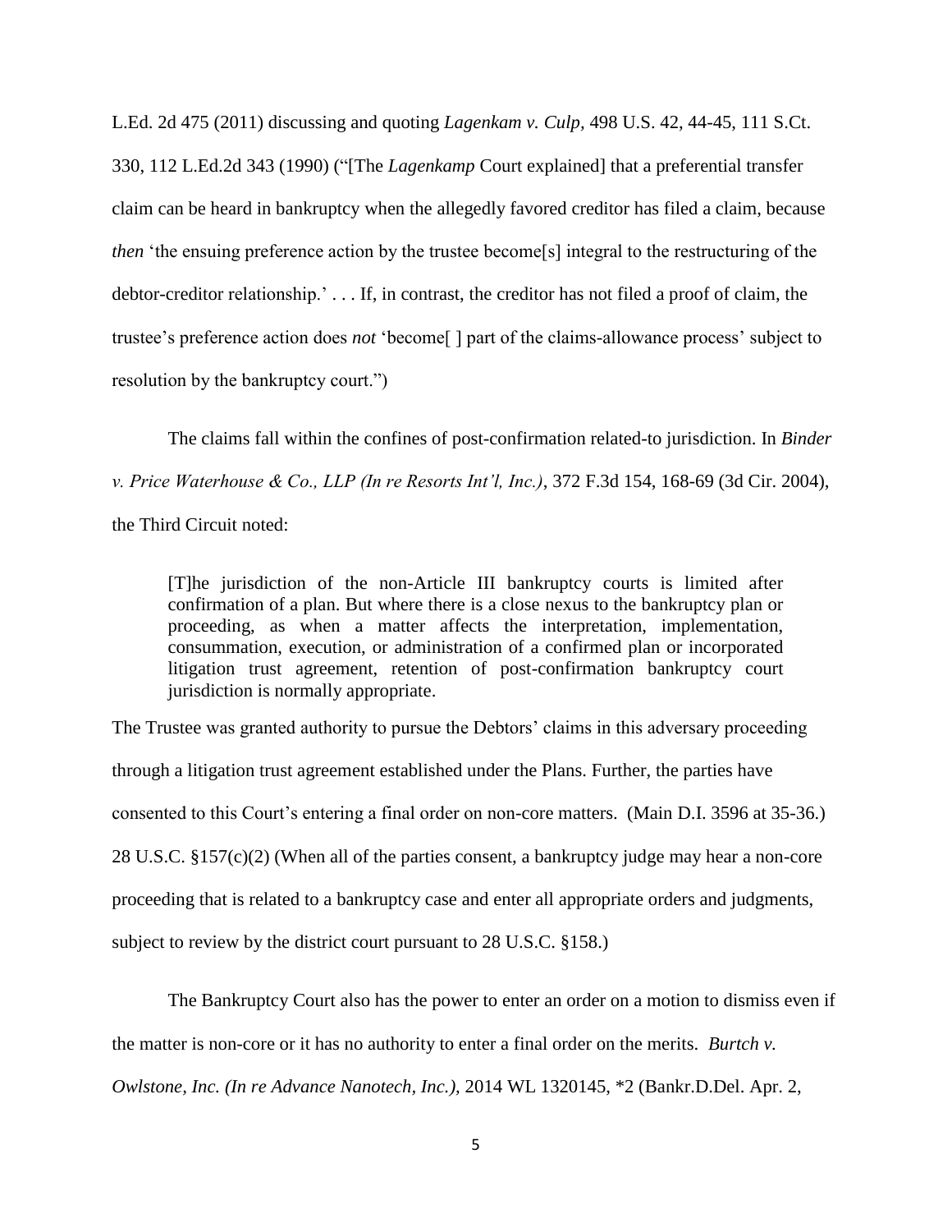L.Ed. 2d 475 (2011) discussing and quoting *Lagenkam v. Culp*, 498 U.S. 42, 44-45, 111 S.Ct. 330, 112 L.Ed.2d 343 (1990) ("[The *Lagenkamp* Court explained] that a preferential transfer claim can be heard in bankruptcy when the allegedly favored creditor has filed a claim, because *then* 'the ensuing preference action by the trustee become[s] integral to the restructuring of the debtor-creditor relationship.' . . . If, in contrast, the creditor has not filed a proof of claim, the trustee's preference action does *not* 'become[ ] part of the claims-allowance process' subject to resolution by the bankruptcy court.")

The claims fall within the confines of post-confirmation related-to jurisdiction. In *Binder v. Price Waterhouse & Co., LLP (In re Resorts Int'l, Inc.)*, 372 F.3d 154, 168-69 (3d Cir. 2004), the Third Circuit noted:

> [T]he jurisdiction of the non-Article III bankruptcy courts is limited after confirmation of a plan. But where there is a close nexus to the bankruptcy plan or proceeding, as when a matter affects the interpretation, implementation, consummation, execution, or administration of a confirmed plan or incorporated litigation trust agreement, retention of post-confirmation bankruptcy court jurisdiction is normally appropriate.

The Trustee was granted authority to pursue the Debtors' claims in this adversary proceeding through a litigation trust agreement established under the Plans. Further, the parties have consented to this Court's entering a final order on non-core matters. (Main D.I. 3596 at 35-36.) 28 U.S.C. §157(c)(2) (When all of the parties consent, a bankruptcy judge may hear a non-core proceeding that is related to a bankruptcy case and enter all appropriate orders and judgments, subject to review by the district court pursuant to 28 U.S.C. §158.)

The Bankruptcy Court also has the power to enter an order on a motion to dismiss even if the matter is non-core or it has no authority to enter a final order on the merits. *Burtch v. Owlstone, Inc. (In re Advance Nanotech, Inc.)*, 2014 WL 1320145, *2 (Bankr.D.Del. Apr. 2,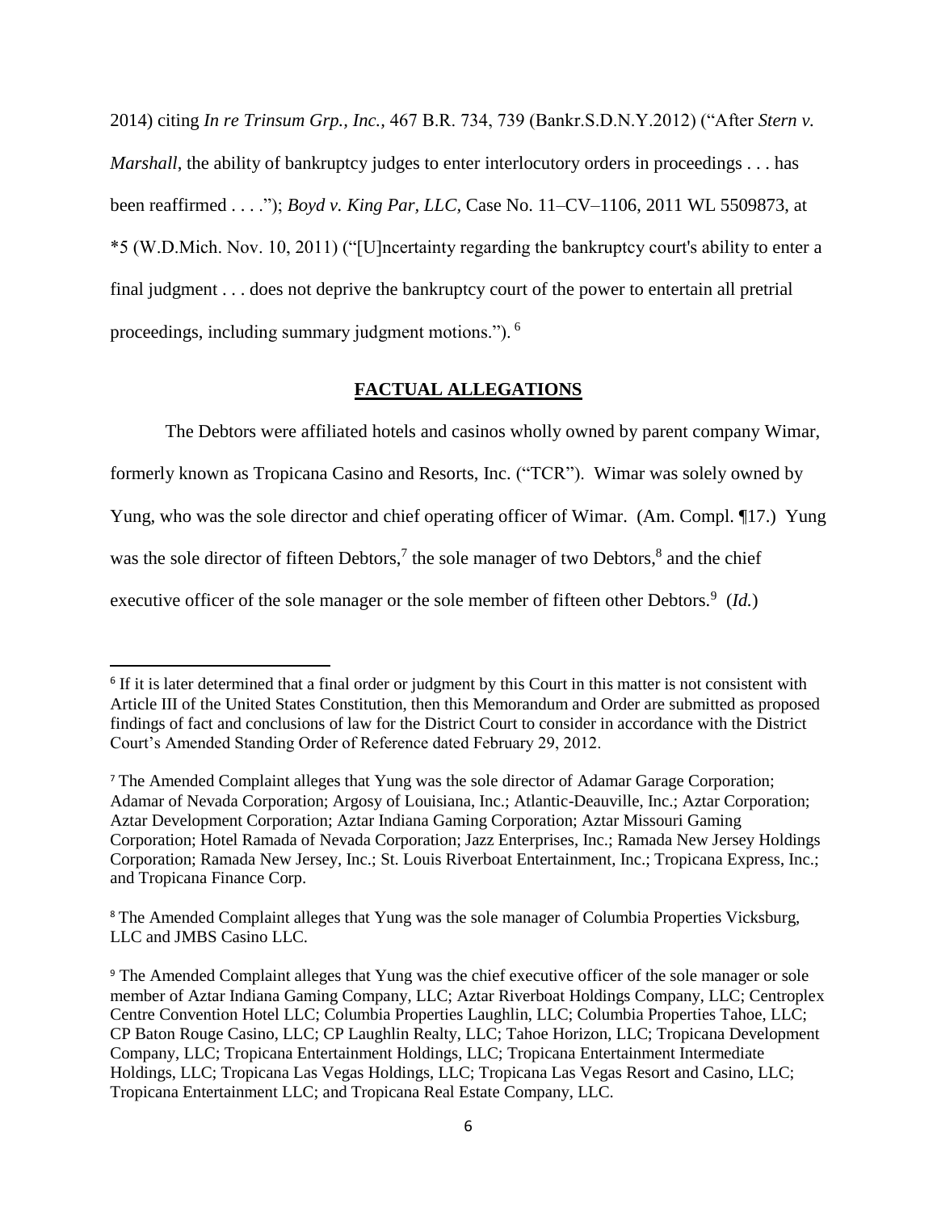2014) citing *In re Trinsum Grp., Inc.*, 467 B.R. 734, 739 (Bankr.S.D.N.Y.2012) ("After *Stern v. Marshall*, the ability of bankruptcy judges to enter interlocutory orders in proceedings . . . has been reaffirmed . . . ."); *Boyd v. King Par, LLC*, Case No. 11–CV–1106, 2011 WL 5509873, at *5 (W.D.Mich. Nov. 10, 2011) ("[U]ncertainty regarding the bankruptcy court's ability to enter a final judgment . . . does not deprive the bankruptcy court of the power to entertain all pretrial proceedings, including summary judgment motions."). [6]

## FACTUAL ALLEGATIONS

The Debtors were affiliated hotels and casinos wholly owned by parent company Wimar, formerly known as Tropicana Casino and Resorts, Inc. ("TCR"). Wimar was solely owned by Yung, who was the sole director and chief operating officer of Wimar. (Am. Compl. ¶17.) Yung was the sole director of fifteen Debtors,[7] the sole manager of two Debtors,[8] and the chief executive officer of the sole manager or the sole member of fifteen other Debtors.[9] (*Id.*)

---

[6] If it is later determined that a final order or judgment by this Court in this matter is not consistent with Article III of the United States Constitution, then this Memorandum and Order are submitted as proposed findings of fact and conclusions of law for the District Court to consider in accordance with the District Court's Amended Standing Order of Reference dated February 29, 2012.

[7] The Amended Complaint alleges that Yung was the sole director of Adamar Garage Corporation; Adamar of Nevada Corporation; Argosy of Louisiana, Inc.; Atlantic-Deauville, Inc.; Aztar Corporation; Aztar Development Corporation; Aztar Indiana Gaming Corporation; Aztar Missouri Gaming Corporation; Hotel Ramada of Nevada Corporation; Jazz Enterprises, Inc.; Ramada New Jersey Holdings Corporation; Ramada New Jersey, Inc.; St. Louis Riverboat Entertainment, Inc.; Tropicana Express, Inc.; and Tropicana Finance Corp.

[8] The Amended Complaint alleges that Yung was the sole manager of Columbia Properties Vicksburg, LLC and JMBS Casino LLC.

[9] The Amended Complaint alleges that Yung was the chief executive officer of the sole manager or sole member of Aztar Indiana Gaming Company, LLC; Aztar Riverboat Holdings Company, LLC; Centroplex Centre Convention Hotel LLC; Columbia Properties Laughlin, LLC; Columbia Properties Tahoe, LLC; CP Baton Rouge Casino, LLC; CP Laughlin Realty, LLC; Tahoe Horizon, LLC; Tropicana Development Company, LLC; Tropicana Entertainment Holdings, LLC; Tropicana Entertainment Intermediate Holdings, LLC; Tropicana Las Vegas Holdings, LLC; Tropicana Las Vegas Resort and Casino, LLC; Tropicana Entertainment LLC; and Tropicana Real Estate Company, LLC.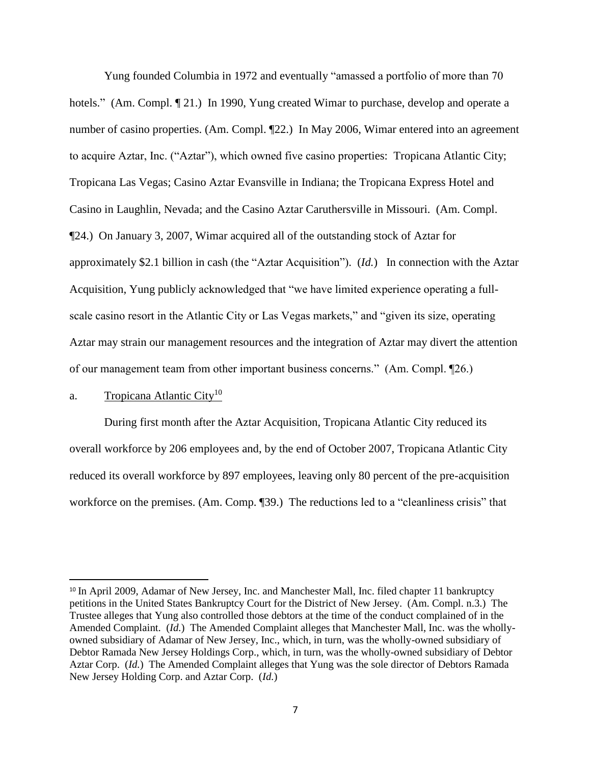Yung founded Columbia in 1972 and eventually "amassed a portfolio of more than 70 hotels." (Am. Compl. ¶ 21.) In 1990, Yung created Wimar to purchase, develop and operate a number of casino properties. (Am. Compl. ¶22.) In May 2006, Wimar entered into an agreement to acquire Aztar, Inc. ("Aztar"), which owned five casino properties: Tropicana Atlantic City; Tropicana Las Vegas; Casino Aztar Evansville in Indiana; the Tropicana Express Hotel and Casino in Laughlin, Nevada; and the Casino Aztar Caruthersville in Missouri. (Am. Compl. ¶24.) On January 3, 2007, Wimar acquired all of the outstanding stock of Aztar for approximately $2.1 billion in cash (the "Aztar Acquisition"). (*Id.*) In connection with the Aztar Acquisition, Yung publicly acknowledged that "we have limited experience operating a full-scale casino resort in the Atlantic City or Las Vegas markets," and "given its size, operating Aztar may strain our management resources and the integration of Aztar may divert the attention of our management team from other important business concerns." (Am. Compl. ¶26.)

a. Tropicana Atlantic City[10]

During first month after the Aztar Acquisition, Tropicana Atlantic City reduced its overall workforce by 206 employees and, by the end of October 2007, Tropicana Atlantic City reduced its overall workforce by 897 employees, leaving only 80 percent of the pre-acquisition workforce on the premises. (Am. Comp. ¶39.) The reductions led to a "cleanliness crisis" that

[10] In April 2009, Adamar of New Jersey, Inc. and Manchester Mall, Inc. filed chapter 11 bankruptcy petitions in the United States Bankruptcy Court for the District of New Jersey. (Am. Compl. n.3.) The Trustee alleges that Yung also controlled those debtors at the time of the conduct complained of in the Amended Complaint. (*Id.*) The Amended Complaint alleges that Manchester Mall, Inc. was the wholly-owned subsidiary of Adamar of New Jersey, Inc., which, in turn, was the wholly-owned subsidiary of Debtor Ramada New Jersey Holdings Corp., which, in turn, was the wholly-owned subsidiary of Debtor Aztar Corp. (*Id.*) The Amended Complaint alleges that Yung was the sole director of Debtors Ramada New Jersey Holding Corp. and Aztar Corp. (*Id.*)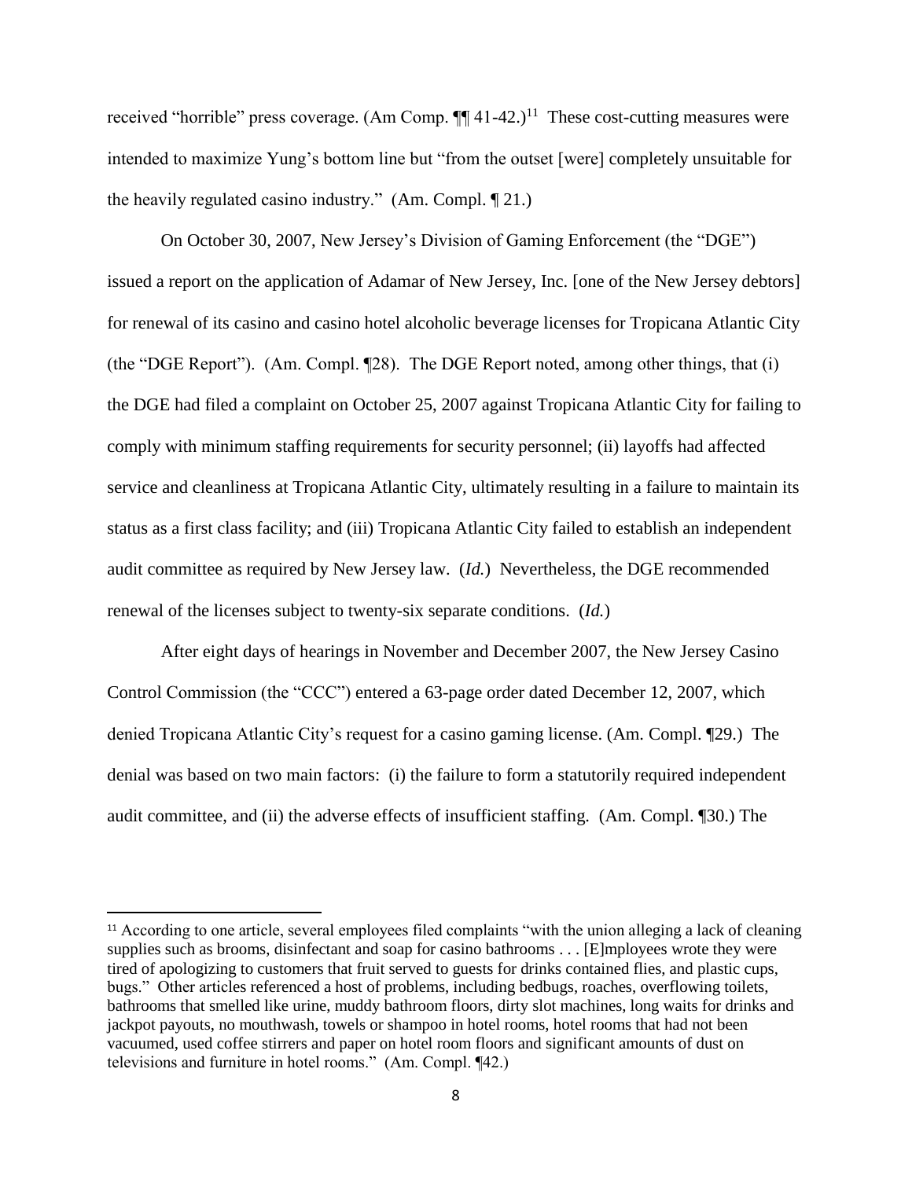received "horrible" press coverage. (Am Comp. ¶¶ 41-42.)[11] These cost-cutting measures were intended to maximize Yung's bottom line but "from the outset [were] completely unsuitable for the heavily regulated casino industry." (Am. Compl. ¶ 21.)

On October 30, 2007, New Jersey's Division of Gaming Enforcement (the "DGE") issued a report on the application of Adamar of New Jersey, Inc. [one of the New Jersey debtors] for renewal of its casino and casino hotel alcoholic beverage licenses for Tropicana Atlantic City (the "DGE Report"). (Am. Compl. ¶28). The DGE Report noted, among other things, that (i) the DGE had filed a complaint on October 25, 2007 against Tropicana Atlantic City for failing to comply with minimum staffing requirements for security personnel; (ii) layoffs had affected service and cleanliness at Tropicana Atlantic City, ultimately resulting in a failure to maintain its status as a first class facility; and (iii) Tropicana Atlantic City failed to establish an independent audit committee as required by New Jersey law. (*Id.*) Nevertheless, the DGE recommended renewal of the licenses subject to twenty-six separate conditions. (*Id.*)

After eight days of hearings in November and December 2007, the New Jersey Casino Control Commission (the "CCC") entered a 63-page order dated December 12, 2007, which denied Tropicana Atlantic City's request for a casino gaming license. (Am. Compl. ¶29.) The denial was based on two main factors: (i) the failure to form a statutorily required independent audit committee, and (ii) the adverse effects of insufficient staffing. (Am. Compl. ¶30.) The

---

[11] According to one article, several employees filed complaints "with the union alleging a lack of cleaning supplies such as brooms, disinfectant and soap for casino bathrooms . . . [E]mployees wrote they were tired of apologizing to customers that fruit served to guests for drinks contained flies, and plastic cups, bugs." Other articles referenced a host of problems, including bedbugs, roaches, overflowing toilets, bathrooms that smelled like urine, muddy bathroom floors, dirty slot machines, long waits for drinks and jackpot payouts, no mouthwash, towels or shampoo in hotel rooms, hotel rooms that had not been vacuumed, used coffee stirrers and paper on hotel room floors and significant amounts of dust on televisions and furniture in hotel rooms." (Am. Compl. ¶42.)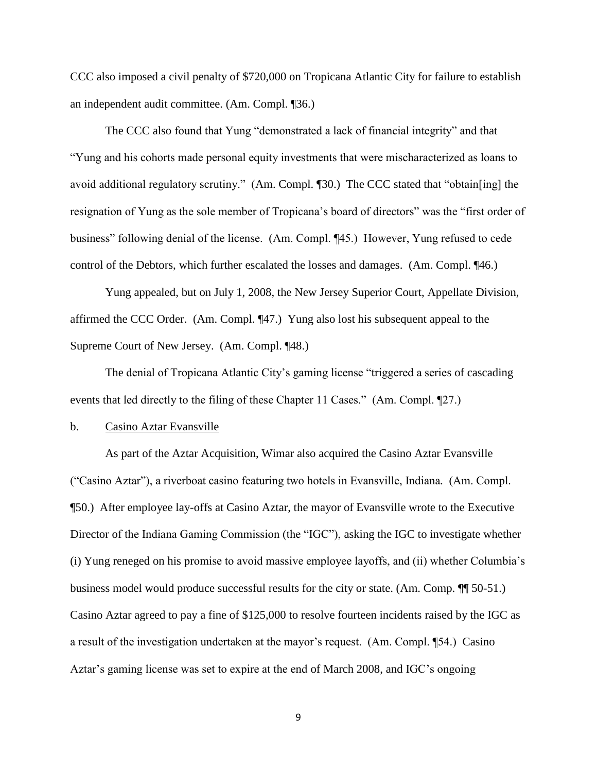CCC also imposed a civil penalty of $720,000 on Tropicana Atlantic City for failure to establish an independent audit committee. (Am. Compl. ¶36.)

The CCC also found that Yung "demonstrated a lack of financial integrity" and that "Yung and his cohorts made personal equity investments that were mischaracterized as loans to avoid additional regulatory scrutiny." (Am. Compl. ¶30.) The CCC stated that "obtain[ing] the resignation of Yung as the sole member of Tropicana's board of directors" was the "first order of business" following denial of the license. (Am. Compl. ¶45.) However, Yung refused to cede control of the Debtors, which further escalated the losses and damages. (Am. Compl. ¶46.)

Yung appealed, but on July 1, 2008, the New Jersey Superior Court, Appellate Division, affirmed the CCC Order. (Am. Compl. ¶47.) Yung also lost his subsequent appeal to the Supreme Court of New Jersey. (Am. Compl. ¶48.)

The denial of Tropicana Atlantic City's gaming license "triggered a series of cascading events that led directly to the filing of these Chapter 11 Cases." (Am. Compl. ¶27.)

b. Casino Aztar Evansville

As part of the Aztar Acquisition, Wimar also acquired the Casino Aztar Evansville ("Casino Aztar"), a riverboat casino featuring two hotels in Evansville, Indiana. (Am. Compl. ¶50.) After employee lay-offs at Casino Aztar, the mayor of Evansville wrote to the Executive Director of the Indiana Gaming Commission (the "IGC"), asking the IGC to investigate whether (i) Yung reneged on his promise to avoid massive employee layoffs, and (ii) whether Columbia's business model would produce successful results for the city or state. (Am. Comp. ¶¶ 50-51.) Casino Aztar agreed to pay a fine of $125,000 to resolve fourteen incidents raised by the IGC as a result of the investigation undertaken at the mayor's request. (Am. Compl. ¶54.) Casino Aztar's gaming license was set to expire at the end of March 2008, and IGC's ongoing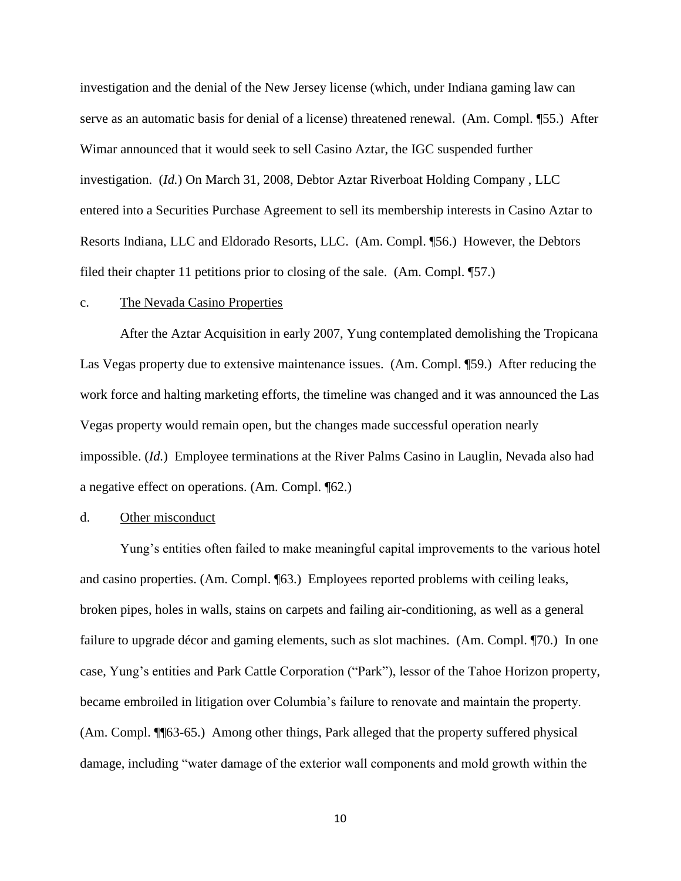investigation and the denial of the New Jersey license (which, under Indiana gaming law can serve as an automatic basis for denial of a license) threatened renewal. (Am. Compl. ¶55.) After Wimar announced that it would seek to sell Casino Aztar, the IGC suspended further investigation. (*Id.*) On March 31, 2008, Debtor Aztar Riverboat Holding Company , LLC entered into a Securities Purchase Agreement to sell its membership interests in Casino Aztar to Resorts Indiana, LLC and Eldorado Resorts, LLC. (Am. Compl. ¶56.) However, the Debtors filed their chapter 11 petitions prior to closing of the sale. (Am. Compl. ¶57.)

c. The Nevada Casino Properties

After the Aztar Acquisition in early 2007, Yung contemplated demolishing the Tropicana Las Vegas property due to extensive maintenance issues. (Am. Compl. ¶59.) After reducing the work force and halting marketing efforts, the timeline was changed and it was announced the Las Vegas property would remain open, but the changes made successful operation nearly impossible. (*Id.*) Employee terminations at the River Palms Casino in Lauglin, Nevada also had a negative effect on operations. (Am. Compl. ¶62.)

d. Other misconduct

Yung's entities often failed to make meaningful capital improvements to the various hotel and casino properties. (Am. Compl. ¶63.) Employees reported problems with ceiling leaks, broken pipes, holes in walls, stains on carpets and failing air-conditioning, as well as a general failure to upgrade décor and gaming elements, such as slot machines. (Am. Compl. ¶70.) In one case, Yung's entities and Park Cattle Corporation ("Park"), lessor of the Tahoe Horizon property, became embroiled in litigation over Columbia's failure to renovate and maintain the property. (Am. Compl. ¶¶63-65.) Among other things, Park alleged that the property suffered physical damage, including "water damage of the exterior wall components and mold growth within the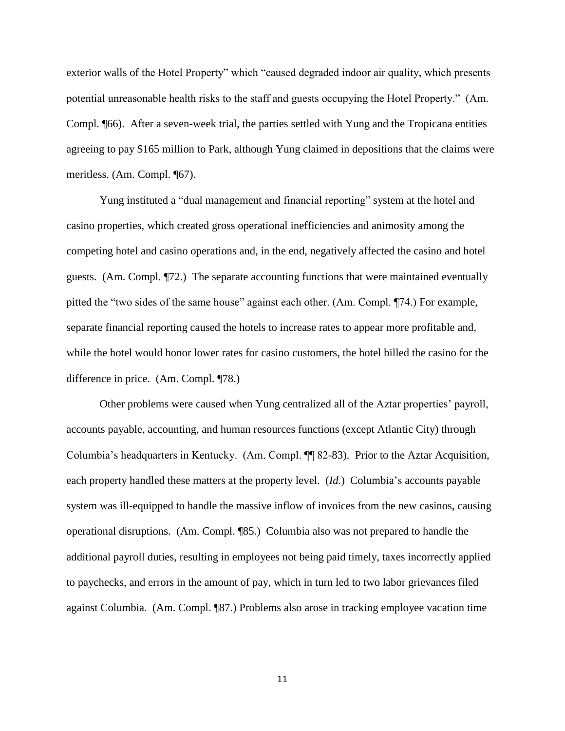exterior walls of the Hotel Property" which "caused degraded indoor air quality, which presents potential unreasonable health risks to the staff and guests occupying the Hotel Property." (Am. Compl. ¶66). After a seven-week trial, the parties settled with Yung and the Tropicana entities agreeing to pay $165 million to Park, although Yung claimed in depositions that the claims were meritless. (Am. Compl. ¶67).

Yung instituted a "dual management and financial reporting" system at the hotel and casino properties, which created gross operational inefficiencies and animosity among the competing hotel and casino operations and, in the end, negatively affected the casino and hotel guests. (Am. Compl. ¶72.) The separate accounting functions that were maintained eventually pitted the "two sides of the same house" against each other. (Am. Compl. ¶74.) For example, separate financial reporting caused the hotels to increase rates to appear more profitable and, while the hotel would honor lower rates for casino customers, the hotel billed the casino for the difference in price. (Am. Compl. ¶78.)

Other problems were caused when Yung centralized all of the Aztar properties' payroll, accounts payable, accounting, and human resources functions (except Atlantic City) through Columbia's headquarters in Kentucky. (Am. Compl. ¶¶ 82-83). Prior to the Aztar Acquisition, each property handled these matters at the property level. (*Id.*) Columbia's accounts payable system was ill-equipped to handle the massive inflow of invoices from the new casinos, causing operational disruptions. (Am. Compl. ¶85.) Columbia also was not prepared to handle the additional payroll duties, resulting in employees not being paid timely, taxes incorrectly applied to paychecks, and errors in the amount of pay, which in turn led to two labor grievances filed against Columbia. (Am. Compl. ¶87.) Problems also arose in tracking employee vacation time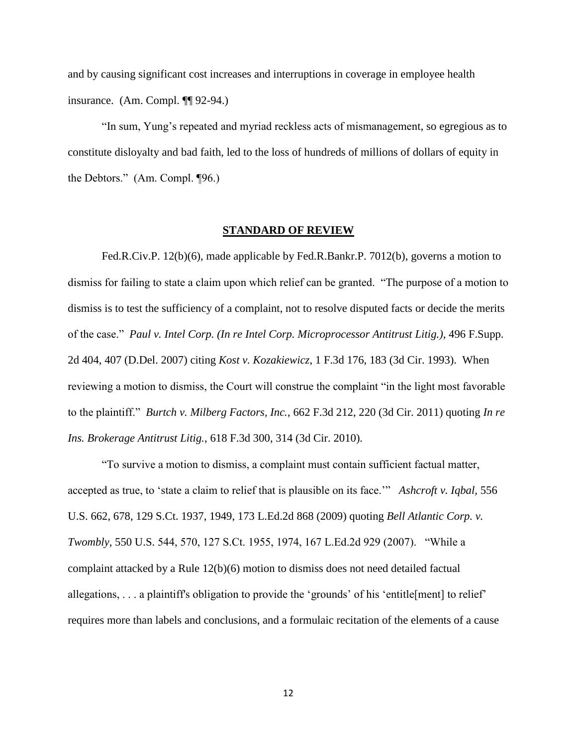and by causing significant cost increases and interruptions in coverage in employee health insurance. (Am. Compl. ¶¶ 92-94.)

"In sum, Yung's repeated and myriad reckless acts of mismanagement, so egregious as to constitute disloyalty and bad faith, led to the loss of hundreds of millions of dollars of equity in the Debtors." (Am. Compl. ¶96.)

## **STANDARD OF REVIEW**

Fed.R.Civ.P. 12(b)(6), made applicable by Fed.R.Bankr.P. 7012(b), governs a motion to dismiss for failing to state a claim upon which relief can be granted. "The purpose of a motion to dismiss is to test the sufficiency of a complaint, not to resolve disputed facts or decide the merits of the case." *Paul v. Intel Corp. (In re Intel Corp. Microprocessor Antitrust Litig.)*, 496 F.Supp. 2d 404, 407 (D.Del. 2007) citing *Kost v. Kozakiewicz*, 1 F.3d 176, 183 (3d Cir. 1993). When reviewing a motion to dismiss, the Court will construe the complaint "in the light most favorable to the plaintiff." *Burtch v. Milberg Factors, Inc.*, 662 F.3d 212, 220 (3d Cir. 2011) quoting *In re Ins. Brokerage Antitrust Litig.*, 618 F.3d 300, 314 (3d Cir. 2010).

"To survive a motion to dismiss, a complaint must contain sufficient factual matter, accepted as true, to 'state a claim to relief that is plausible on its face.'" *Ashcroft v. Iqbal*, 556 U.S. 662, 678, 129 S.Ct. 1937, 1949, 173 L.Ed.2d 868 (2009) quoting *Bell Atlantic Corp. v. Twombly*, 550 U.S. 544, 570, 127 S.Ct. 1955, 1974, 167 L.Ed.2d 929 (2007). "While a complaint attacked by a Rule 12(b)(6) motion to dismiss does not need detailed factual allegations, . . . a plaintiff's obligation to provide the 'grounds' of his 'entitle[ment] to relief' requires more than labels and conclusions, and a formulaic recitation of the elements of a cause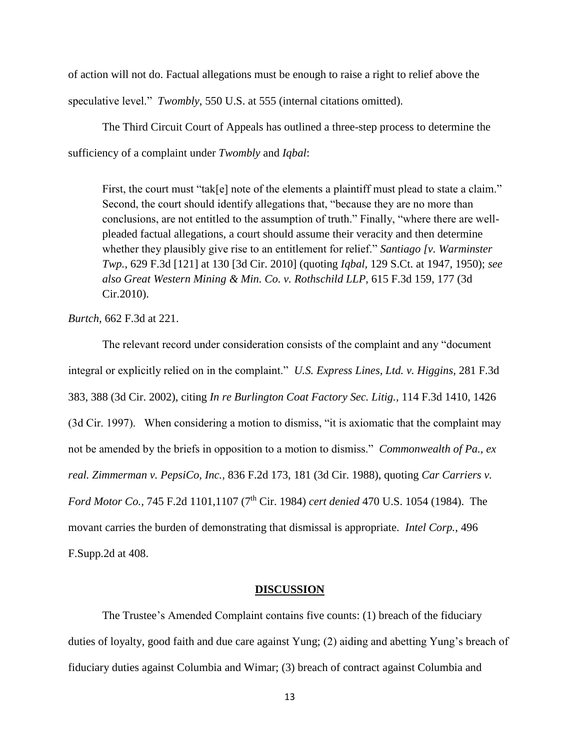of action will not do. Factual allegations must be enough to raise a right to relief above the speculative level." *Twombly*, 550 U.S. at 555 (internal citations omitted).

The Third Circuit Court of Appeals has outlined a three-step process to determine the sufficiency of a complaint under *Twombly* and *Iqbal*:

> First, the court must "tak[e] note of the elements a plaintiff must plead to state a claim." Second, the court should identify allegations that, "because they are no more than conclusions, are not entitled to the assumption of truth." Finally, "where there are well-pleaded factual allegations, a court should assume their veracity and then determine whether they plausibly give rise to an entitlement for relief." *Santiago [v. Warminster Twp.*, 629 F.3d [121] at 130 [3d Cir. 2010] (quoting *Iqbal*, 129 S.Ct. at 1947, 1950); *see also Great Western Mining & Min. Co. v. Rothschild LLP*, 615 F.3d 159, 177 (3d Cir.2010).

*Burtch*, 662 F.3d at 221.

The relevant record under consideration consists of the complaint and any "document integral or explicitly relied on in the complaint." *U.S. Express Lines, Ltd. v. Higgins*, 281 F.3d 383, 388 (3d Cir. 2002), citing *In re Burlington Coat Factory Sec. Litig.*, 114 F.3d 1410, 1426 (3d Cir. 1997). When considering a motion to dismiss, "it is axiomatic that the complaint may not be amended by the briefs in opposition to a motion to dismiss." *Commonwealth of Pa., ex real. Zimmerman v. PepsiCo, Inc.*, 836 F.2d 173, 181 (3d Cir. 1988), quoting *Car Carriers v. Ford Motor Co.*, 745 F.2d 1101,1107 (7th Cir. 1984) *cert denied* 470 U.S. 1054 (1984). The movant carries the burden of demonstrating that dismissal is appropriate. *Intel Corp.*, 496 F.Supp.2d at 408.

## DISCUSSION

The Trustee's Amended Complaint contains five counts: (1) breach of the fiduciary duties of loyalty, good faith and due care against Yung; (2) aiding and abetting Yung's breach of fiduciary duties against Columbia and Wimar; (3) breach of contract against Columbia and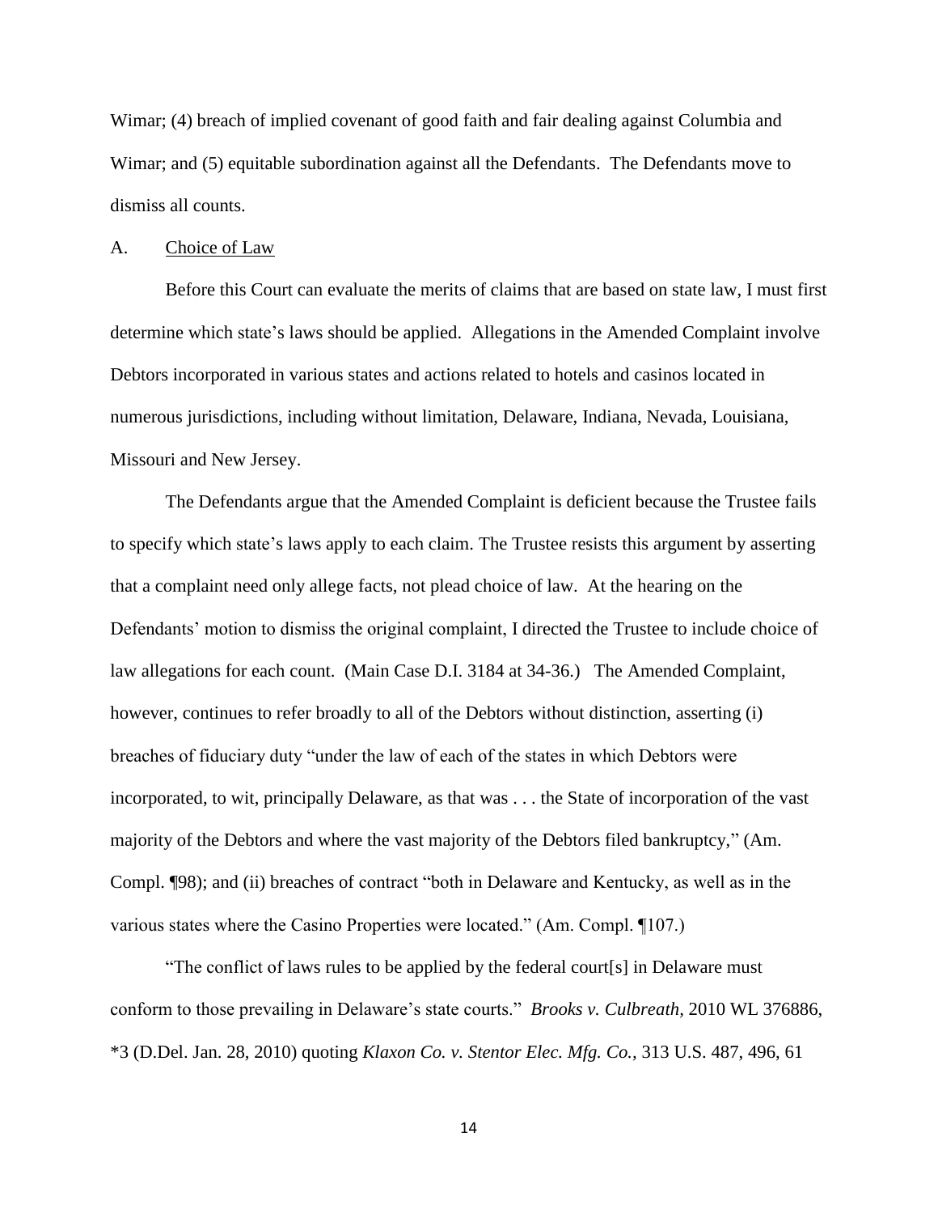Wimar; (4) breach of implied covenant of good faith and fair dealing against Columbia and Wimar; and (5) equitable subordination against all the Defendants. The Defendants move to dismiss all counts.

A. Choice of Law

Before this Court can evaluate the merits of claims that are based on state law, I must first determine which state's laws should be applied. Allegations in the Amended Complaint involve Debtors incorporated in various states and actions related to hotels and casinos located in numerous jurisdictions, including without limitation, Delaware, Indiana, Nevada, Louisiana, Missouri and New Jersey.

The Defendants argue that the Amended Complaint is deficient because the Trustee fails to specify which state's laws apply to each claim. The Trustee resists this argument by asserting that a complaint need only allege facts, not plead choice of law. At the hearing on the Defendants' motion to dismiss the original complaint, I directed the Trustee to include choice of law allegations for each count. (Main Case D.I. 3184 at 34-36.) The Amended Complaint, however, continues to refer broadly to all of the Debtors without distinction, asserting (i) breaches of fiduciary duty "under the law of each of the states in which Debtors were incorporated, to wit, principally Delaware, as that was . . . the State of incorporation of the vast majority of the Debtors and where the vast majority of the Debtors filed bankruptcy," (Am. Compl. ¶98); and (ii) breaches of contract "both in Delaware and Kentucky, as well as in the various states where the Casino Properties were located." (Am. Compl. ¶107.)

"The conflict of laws rules to be applied by the federal court[s] in Delaware must conform to those prevailing in Delaware's state courts." *Brooks v. Culbreath*, 2010 WL 376886, \*3 (D.Del. Jan. 28, 2010) quoting *Klaxon Co. v. Stentor Elec. Mfg. Co.*, 313 U.S. 487, 496, 61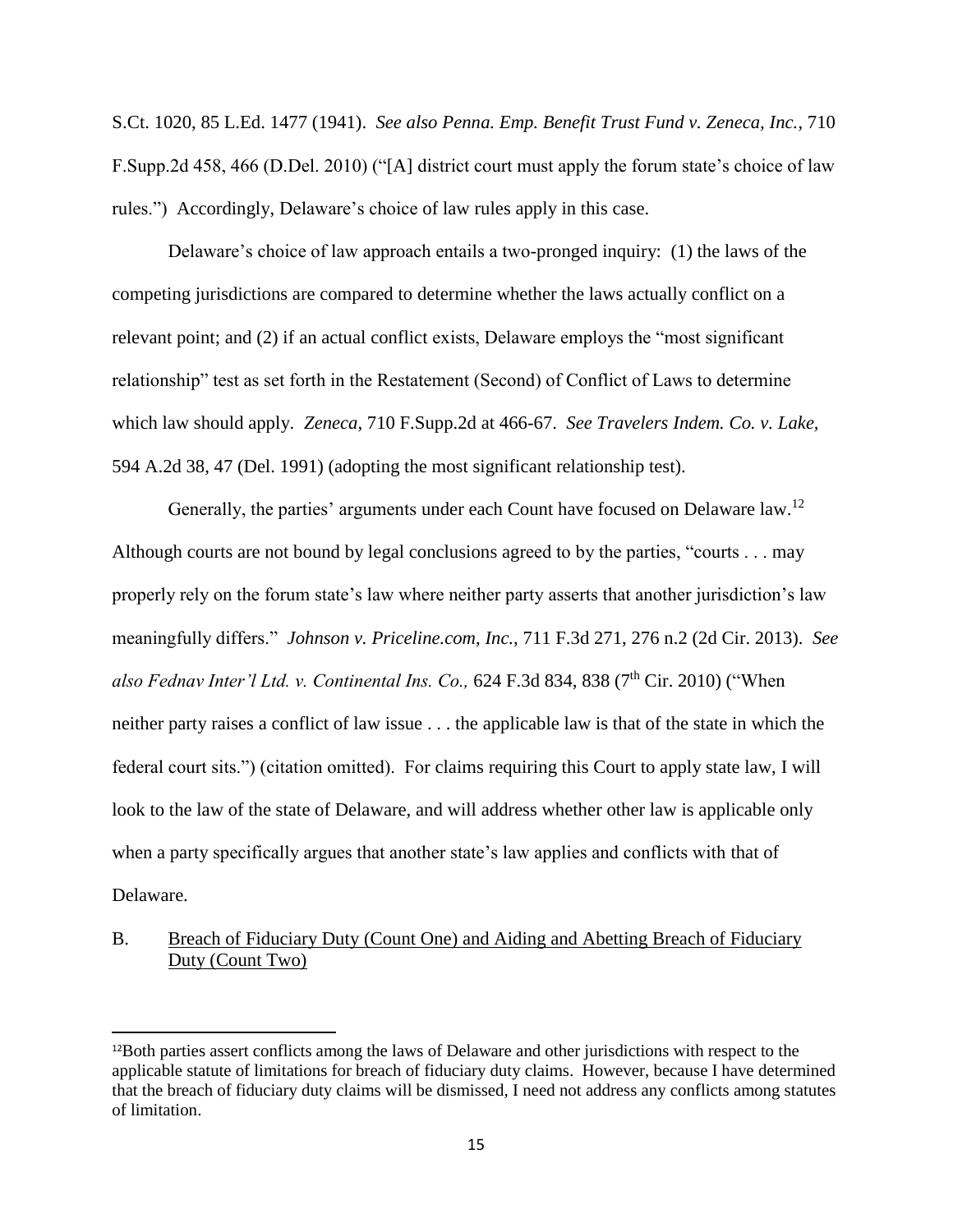S.Ct. 1020, 85 L.Ed. 1477 (1941). *See also Penna. Emp. Benefit Trust Fund v. Zeneca, Inc.*, 710 F.Supp.2d 458, 466 (D.Del. 2010) ("[A] district court must apply the forum state's choice of law rules.") Accordingly, Delaware's choice of law rules apply in this case.

Delaware's choice of law approach entails a two-pronged inquiry: (1) the laws of the competing jurisdictions are compared to determine whether the laws actually conflict on a relevant point; and (2) if an actual conflict exists, Delaware employs the "most significant relationship" test as set forth in the Restatement (Second) of Conflict of Laws to determine which law should apply. *Zeneca*, 710 F.Supp.2d at 466-67. *See Travelers Indem. Co. v. Lake*, 594 A.2d 38, 47 (Del. 1991) (adopting the most significant relationship test).

Generally, the parties' arguments under each Count have focused on Delaware law.[12] Although courts are not bound by legal conclusions agreed to by the parties, "courts . . . may properly rely on the forum state's law where neither party asserts that another jurisdiction's law meaningfully differs." *Johnson v. Priceline.com, Inc.*, 711 F.3d 271, 276 n.2 (2d Cir. 2013). *See also Fednav Inter'l Ltd. v. Continental Ins. Co.*, 624 F.3d 834, 838 (7th Cir. 2010) ("When neither party raises a conflict of law issue . . . the applicable law is that of the state in which the federal court sits.") (citation omitted). For claims requiring this Court to apply state law, I will look to the law of the state of Delaware, and will address whether other law is applicable only when a party specifically argues that another state's law applies and conflicts with that of Delaware.

## B. Breach of Fiduciary Duty (Count One) and Aiding and Abetting Breach of Fiduciary Duty (Count Two)

[12]Both parties assert conflicts among the laws of Delaware and other jurisdictions with respect to the applicable statute of limitations for breach of fiduciary duty claims. However, because I have determined that the breach of fiduciary duty claims will be dismissed, I need not address any conflicts among statutes of limitation.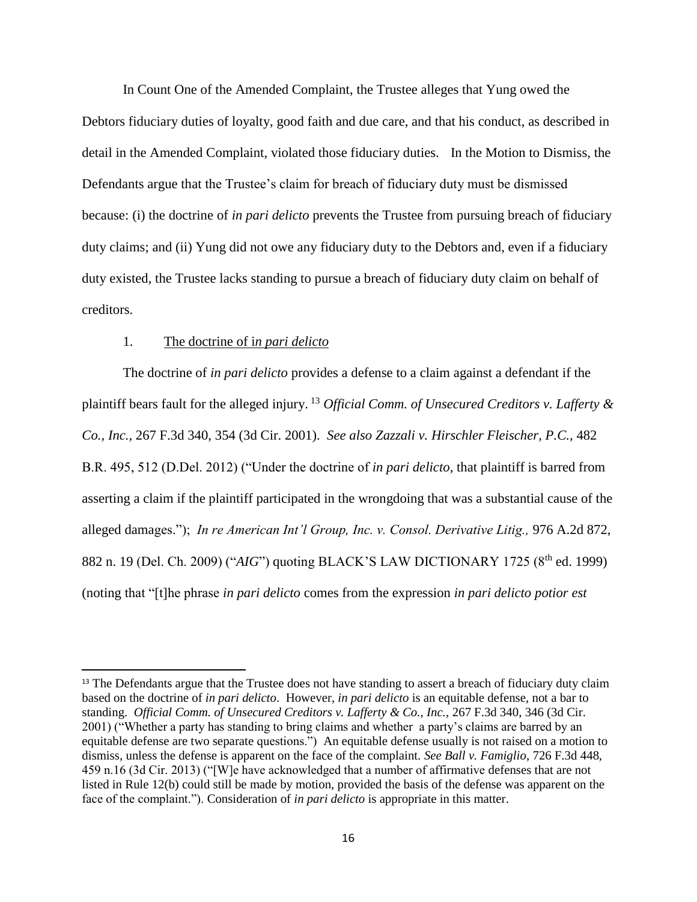In Count One of the Amended Complaint, the Trustee alleges that Yung owed the Debtors fiduciary duties of loyalty, good faith and due care, and that his conduct, as described in detail in the Amended Complaint, violated those fiduciary duties. In the Motion to Dismiss, the Defendants argue that the Trustee's claim for breach of fiduciary duty must be dismissed because: (i) the doctrine of *in pari delicto* prevents the Trustee from pursuing breach of fiduciary duty claims; and (ii) Yung did not owe any fiduciary duty to the Debtors and, even if a fiduciary duty existed, the Trustee lacks standing to pursue a breach of fiduciary duty claim on behalf of creditors.

1. <u>The doctrine of i*n pari delicto*</u>

The doctrine of *in pari delicto* provides a defense to a claim against a defendant if the plaintiff bears fault for the alleged injury.[13] *Official Comm. of Unsecured Creditors v. Lafferty & Co., Inc.*, 267 F.3d 340, 354 (3d Cir. 2001). *See also Zazzali v. Hirschler Fleischer, P.C.*, 482 B.R. 495, 512 (D.Del. 2012) ("Under the doctrine of *in pari delicto*, that plaintiff is barred from asserting a claim if the plaintiff participated in the wrongdoing that was a substantial cause of the alleged damages."); *In re American Int'l Group, Inc. v. Consol. Derivative Litig.,* 976 A.2d 872, 882 n. 19 (Del. Ch. 2009) ("*AIG*") quoting BLACK'S LAW DICTIONARY 1725 (8th ed. 1999) (noting that "[t]he phrase *in pari delicto* comes from the expression *in pari delicto potior est*

---

[13] The Defendants argue that the Trustee does not have standing to assert a breach of fiduciary duty claim based on the doctrine of *in pari delicto*. However, *in pari delicto* is an equitable defense, not a bar to standing. *Official Comm. of Unsecured Creditors v. Lafferty & Co., Inc.,* 267 F.3d 340, 346 (3d Cir. 2001) ("Whether a party has standing to bring claims and whether a party's claims are barred by an equitable defense are two separate questions.") An equitable defense usually is not raised on a motion to dismiss, unless the defense is apparent on the face of the complaint. *See Ball v. Famiglio*, 726 F.3d 448, 459 n.16 (3d Cir. 2013) ("[W]e have acknowledged that a number of affirmative defenses that are not listed in Rule 12(b) could still be made by motion, provided the basis of the defense was apparent on the face of the complaint."). Consideration of *in pari delicto* is appropriate in this matter.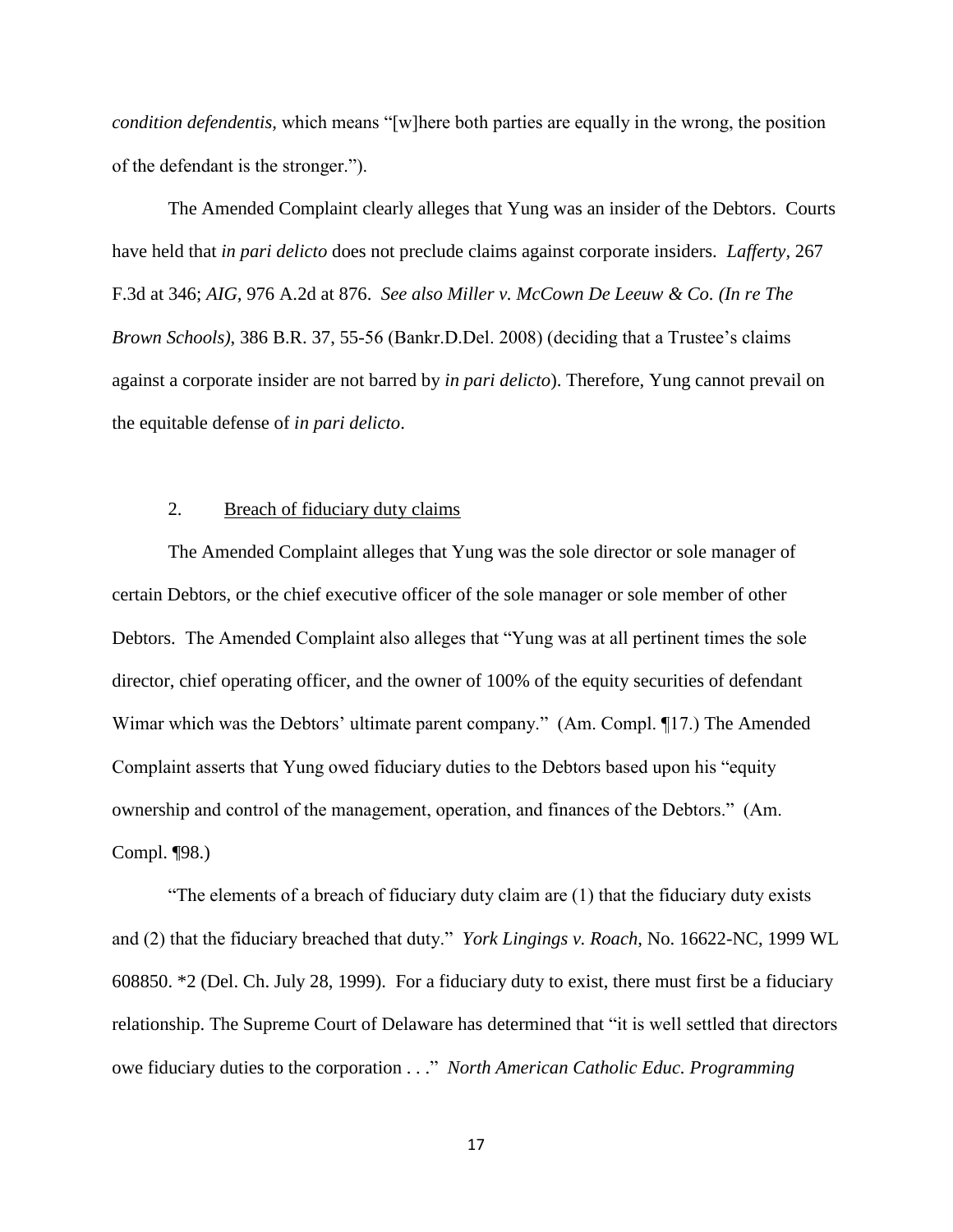*condition defendentis*, which means "[w]here both parties are equally in the wrong, the position of the defendant is the stronger.").

The Amended Complaint clearly alleges that Yung was an insider of the Debtors. Courts have held that *in pari delicto* does not preclude claims against corporate insiders. *Lafferty,* 267 F.3d at 346; *AIG,* 976 A.2d at 876. *See also Miller v. McCown De Leeuw & Co. (In re The Brown Schools)*, 386 B.R. 37, 55-56 (Bankr.D.Del. 2008) (deciding that a Trustee's claims against a corporate insider are not barred by *in pari delicto*). Therefore, Yung cannot prevail on the equitable defense of *in pari delicto*.

2. <u>Breach of fiduciary duty claims</u>

The Amended Complaint alleges that Yung was the sole director or sole manager of certain Debtors, or the chief executive officer of the sole manager or sole member of other Debtors. The Amended Complaint also alleges that "Yung was at all pertinent times the sole director, chief operating officer, and the owner of 100% of the equity securities of defendant Wimar which was the Debtors' ultimate parent company." (Am. Compl. ¶17.) The Amended Complaint asserts that Yung owed fiduciary duties to the Debtors based upon his "equity ownership and control of the management, operation, and finances of the Debtors." (Am. Compl. ¶98.)

"The elements of a breach of fiduciary duty claim are (1) that the fiduciary duty exists and (2) that the fiduciary breached that duty." *York Lingings v. Roach*, No. 16622-NC, 1999 WL 608850. *2 (Del. Ch. July 28, 1999). For a fiduciary duty to exist, there must first be a fiduciary relationship. The Supreme Court of Delaware has determined that "it is well settled that directors owe fiduciary duties to the corporation . . ." *North American Catholic Educ. Programming*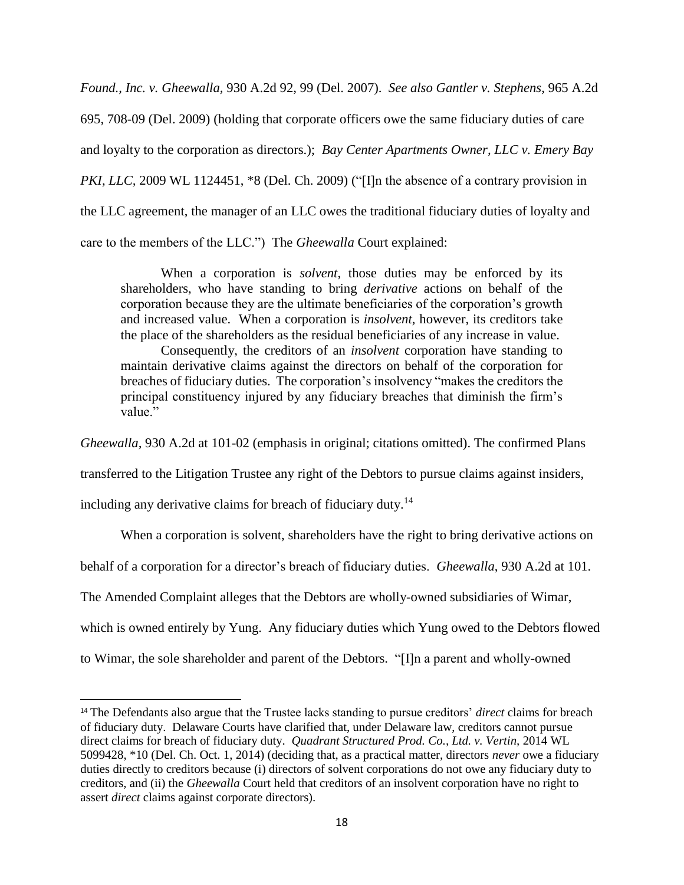*Found., Inc. v. Gheewalla*, 930 A.2d 92, 99 (Del. 2007). *See also Gantler v. Stephens*, 965 A.2d 695, 708-09 (Del. 2009) (holding that corporate officers owe the same fiduciary duties of care and loyalty to the corporation as directors.); *Bay Center Apartments Owner, LLC v. Emery Bay PKI, LLC*, 2009 WL 1124451, *8 (Del. Ch. 2009) ("[I]n the absence of a contrary provision in the LLC agreement, the manager of an LLC owes the traditional fiduciary duties of loyalty and care to the members of the LLC.") The *Gheewalla* Court explained:

> When a corporation is *solvent*, those duties may be enforced by its shareholders, who have standing to bring *derivative* actions on behalf of the corporation because they are the ultimate beneficiaries of the corporation's growth and increased value. When a corporation is *insolvent*, however, its creditors take the place of the shareholders as the residual beneficiaries of any increase in value.
>
> Consequently, the creditors of an *insolvent* corporation have standing to maintain derivative claims against the directors on behalf of the corporation for breaches of fiduciary duties. The corporation's insolvency "makes the creditors the principal constituency injured by any fiduciary breaches that diminish the firm's value."

*Gheewalla*, 930 A.2d at 101-02 (emphasis in original; citations omitted). The confirmed Plans transferred to the Litigation Trustee any right of the Debtors to pursue claims against insiders, including any derivative claims for breach of fiduciary duty.[14]

When a corporation is solvent, shareholders have the right to bring derivative actions on behalf of a corporation for a director's breach of fiduciary duties. *Gheewalla*, 930 A.2d at 101. The Amended Complaint alleges that the Debtors are wholly-owned subsidiaries of Wimar, which is owned entirely by Yung. Any fiduciary duties which Yung owed to the Debtors flowed to Wimar, the sole shareholder and parent of the Debtors. "[I]n a parent and wholly-owned

---

[14] The Defendants also argue that the Trustee lacks standing to pursue creditors' *direct* claims for breach of fiduciary duty. Delaware Courts have clarified that, under Delaware law, creditors cannot pursue direct claims for breach of fiduciary duty. *Quadrant Structured Prod. Co., Ltd. v. Vertin*, 2014 WL 5099428, *10 (Del. Ch. Oct. 1, 2014) (deciding that, as a practical matter, directors *never* owe a fiduciary duties directly to creditors because (i) directors of solvent corporations do not owe any fiduciary duty to creditors, and (ii) the *Gheewalla* Court held that creditors of an insolvent corporation have no right to assert *direct* claims against corporate directors).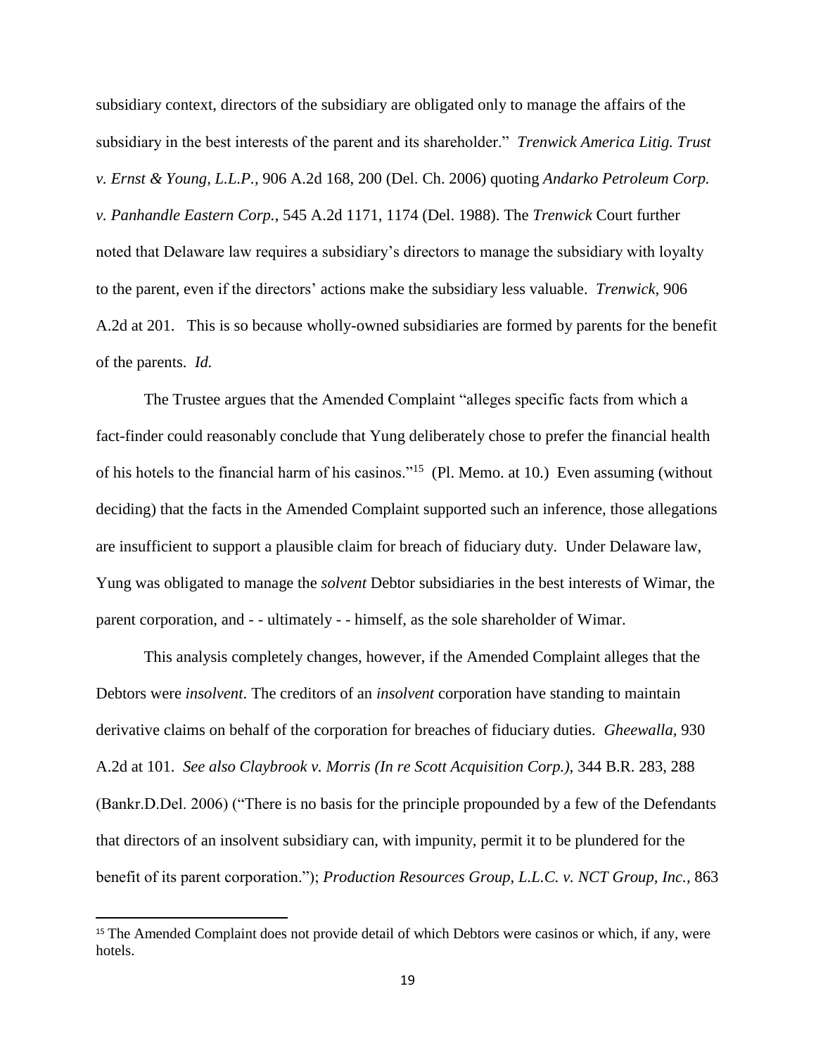subsidiary context, directors of the subsidiary are obligated only to manage the affairs of the subsidiary in the best interests of the parent and its shareholder." *Trenwick America Litig. Trust v. Ernst & Young, L.L.P.*, 906 A.2d 168, 200 (Del. Ch. 2006) quoting *Andarko Petroleum Corp. v. Panhandle Eastern Corp.*, 545 A.2d 1171, 1174 (Del. 1988). The *Trenwick* Court further noted that Delaware law requires a subsidiary's directors to manage the subsidiary with loyalty to the parent, even if the directors' actions make the subsidiary less valuable. *Trenwick,* 906 A.2d at 201. This is so because wholly-owned subsidiaries are formed by parents for the benefit of the parents. *Id.*

The Trustee argues that the Amended Complaint "alleges specific facts from which a fact-finder could reasonably conclude that Yung deliberately chose to prefer the financial health of his hotels to the financial harm of his casinos."[15] (Pl. Memo. at 10.) Even assuming (without deciding) that the facts in the Amended Complaint supported such an inference, those allegations are insufficient to support a plausible claim for breach of fiduciary duty. Under Delaware law, Yung was obligated to manage the *solvent* Debtor subsidiaries in the best interests of Wimar, the parent corporation, and - - ultimately - - himself, as the sole shareholder of Wimar.

This analysis completely changes, however, if the Amended Complaint alleges that the Debtors were *insolvent*. The creditors of an *insolvent* corporation have standing to maintain derivative claims on behalf of the corporation for breaches of fiduciary duties. *Gheewalla,* 930 A.2d at 101. *See also Claybrook v. Morris (In re Scott Acquisition Corp.),* 344 B.R. 283, 288 (Bankr.D.Del. 2006) ("There is no basis for the principle propounded by a few of the Defendants that directors of an insolvent subsidiary can, with impunity, permit it to be plundered for the benefit of its parent corporation."); *Production Resources Group, L.L.C. v. NCT Group, Inc.*, 863

[15] The Amended Complaint does not provide detail of which Debtors were casinos or which, if any, were hotels.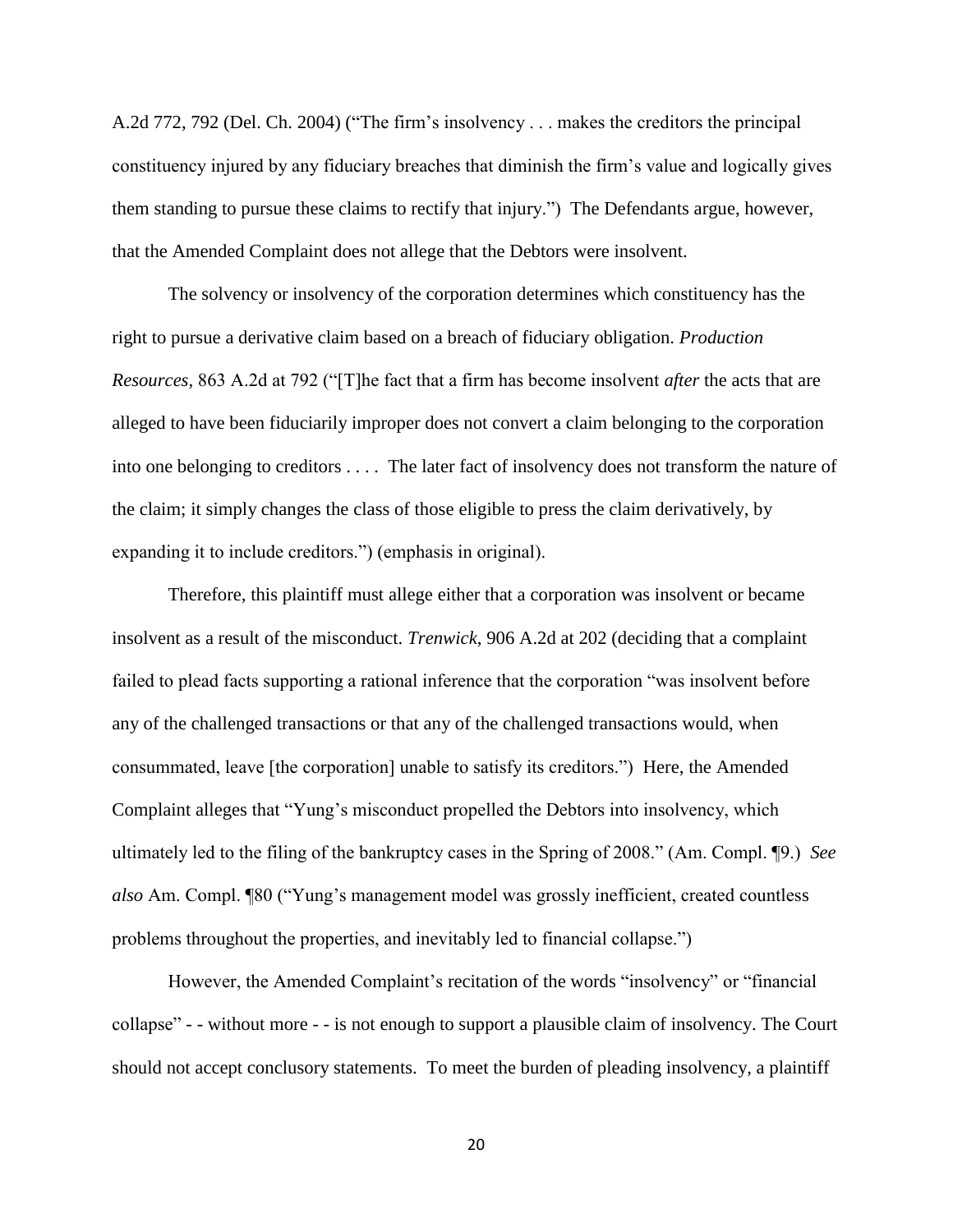A.2d 772, 792 (Del. Ch. 2004) ("The firm's insolvency . . . makes the creditors the principal constituency injured by any fiduciary breaches that diminish the firm's value and logically gives them standing to pursue these claims to rectify that injury.") The Defendants argue, however, that the Amended Complaint does not allege that the Debtors were insolvent.

The solvency or insolvency of the corporation determines which constituency has the right to pursue a derivative claim based on a breach of fiduciary obligation. *Production Resources*, 863 A.2d at 792 ("[T]he fact that a firm has become insolvent *after* the acts that are alleged to have been fiduciarily improper does not convert a claim belonging to the corporation into one belonging to creditors . . . . The later fact of insolvency does not transform the nature of the claim; it simply changes the class of those eligible to press the claim derivatively, by expanding it to include creditors.") (emphasis in original).

Therefore, this plaintiff must allege either that a corporation was insolvent or became insolvent as a result of the misconduct. *Trenwick*, 906 A.2d at 202 (deciding that a complaint failed to plead facts supporting a rational inference that the corporation "was insolvent before any of the challenged transactions or that any of the challenged transactions would, when consummated, leave [the corporation] unable to satisfy its creditors.") Here, the Amended Complaint alleges that "Yung's misconduct propelled the Debtors into insolvency, which ultimately led to the filing of the bankruptcy cases in the Spring of 2008." (Am. Compl. ¶9.) *See also* Am. Compl. ¶80 ("Yung's management model was grossly inefficient, created countless problems throughout the properties, and inevitably led to financial collapse.")

However, the Amended Complaint's recitation of the words "insolvency" or "financial collapse" - - without more - - is not enough to support a plausible claim of insolvency. The Court should not accept conclusory statements. To meet the burden of pleading insolvency, a plaintiff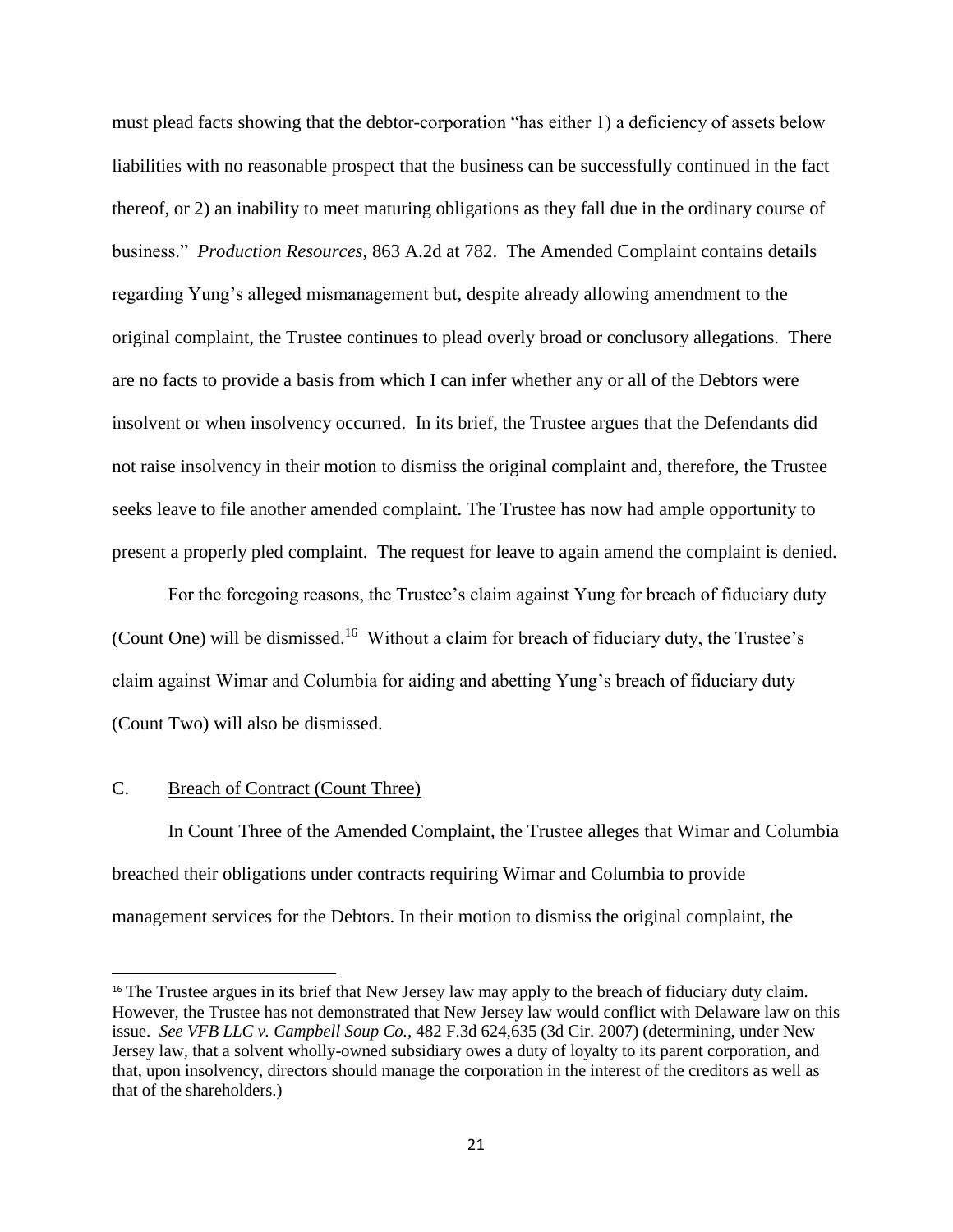must plead facts showing that the debtor-corporation "has either 1) a deficiency of assets below liabilities with no reasonable prospect that the business can be successfully continued in the fact thereof, or 2) an inability to meet maturing obligations as they fall due in the ordinary course of business." *Production Resources,* 863 A.2d at 782. The Amended Complaint contains details regarding Yung's alleged mismanagement but, despite already allowing amendment to the original complaint, the Trustee continues to plead overly broad or conclusory allegations. There are no facts to provide a basis from which I can infer whether any or all of the Debtors were insolvent or when insolvency occurred. In its brief, the Trustee argues that the Defendants did not raise insolvency in their motion to dismiss the original complaint and, therefore, the Trustee seeks leave to file another amended complaint. The Trustee has now had ample opportunity to present a properly pled complaint. The request for leave to again amend the complaint is denied.

For the foregoing reasons, the Trustee's claim against Yung for breach of fiduciary duty (Count One) will be dismissed.[16] Without a claim for breach of fiduciary duty, the Trustee's claim against Wimar and Columbia for aiding and abetting Yung's breach of fiduciary duty (Count Two) will also be dismissed.

## C. Breach of Contract (Count Three)

In Count Three of the Amended Complaint, the Trustee alleges that Wimar and Columbia breached their obligations under contracts requiring Wimar and Columbia to provide management services for the Debtors. In their motion to dismiss the original complaint, the

---

[16] The Trustee argues in its brief that New Jersey law may apply to the breach of fiduciary duty claim. However, the Trustee has not demonstrated that New Jersey law would conflict with Delaware law on this issue. *See VFB LLC v. Campbell Soup Co.,* 482 F.3d 624,635 (3d Cir. 2007) (determining, under New Jersey law, that a solvent wholly-owned subsidiary owes a duty of loyalty to its parent corporation, and that, upon insolvency, directors should manage the corporation in the interest of the creditors as well as that of the shareholders.)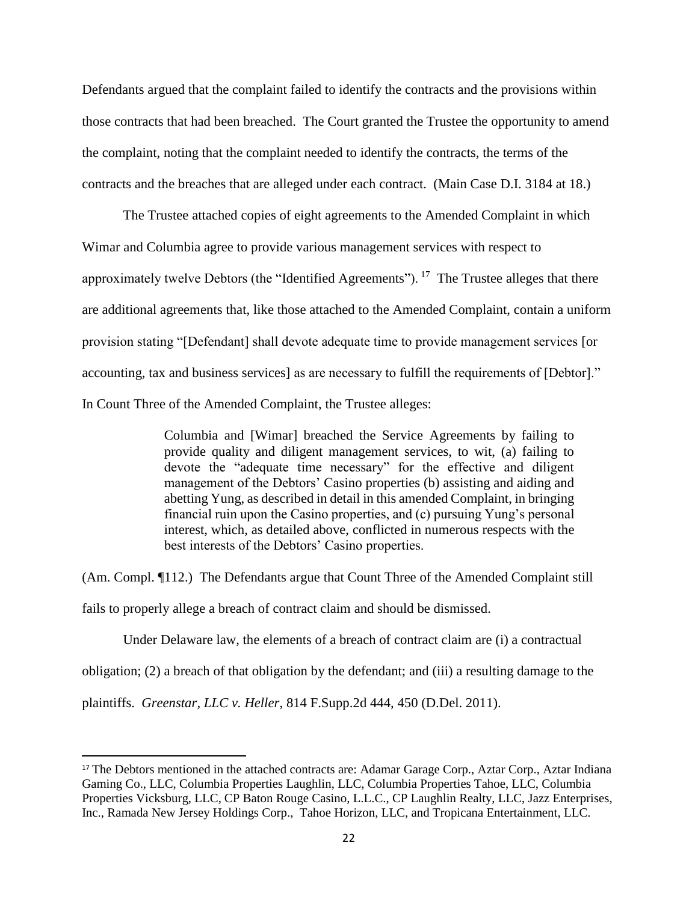Defendants argued that the complaint failed to identify the contracts and the provisions within those contracts that had been breached. The Court granted the Trustee the opportunity to amend the complaint, noting that the complaint needed to identify the contracts, the terms of the contracts and the breaches that are alleged under each contract. (Main Case D.I. 3184 at 18.)

The Trustee attached copies of eight agreements to the Amended Complaint in which Wimar and Columbia agree to provide various management services with respect to approximately twelve Debtors (the "Identified Agreements").[17] The Trustee alleges that there are additional agreements that, like those attached to the Amended Complaint, contain a uniform provision stating "[Defendant] shall devote adequate time to provide management services [or accounting, tax and business services] as are necessary to fulfill the requirements of [Debtor]." In Count Three of the Amended Complaint, the Trustee alleges:

> Columbia and [Wimar] breached the Service Agreements by failing to provide quality and diligent management services, to wit, (a) failing to devote the "adequate time necessary" for the effective and diligent management of the Debtors' Casino properties (b) assisting and aiding and abetting Yung, as described in detail in this amended Complaint, in bringing financial ruin upon the Casino properties, and (c) pursuing Yung's personal interest, which, as detailed above, conflicted in numerous respects with the best interests of the Debtors' Casino properties.

(Am. Compl. ¶112.) The Defendants argue that Count Three of the Amended Complaint still fails to properly allege a breach of contract claim and should be dismissed.

Under Delaware law, the elements of a breach of contract claim are (i) a contractual obligation; (2) a breach of that obligation by the defendant; and (iii) a resulting damage to the plaintiffs. *Greenstar, LLC v. Heller*, 814 F.Supp.2d 444, 450 (D.Del. 2011).

---

[17] The Debtors mentioned in the attached contracts are: Adamar Garage Corp., Aztar Corp., Aztar Indiana Gaming Co., LLC, Columbia Properties Laughlin, LLC, Columbia Properties Tahoe, LLC, Columbia Properties Vicksburg, LLC, CP Baton Rouge Casino, L.L.C., CP Laughlin Realty, LLC, Jazz Enterprises, Inc., Ramada New Jersey Holdings Corp., Tahoe Horizon, LLC, and Tropicana Entertainment, LLC.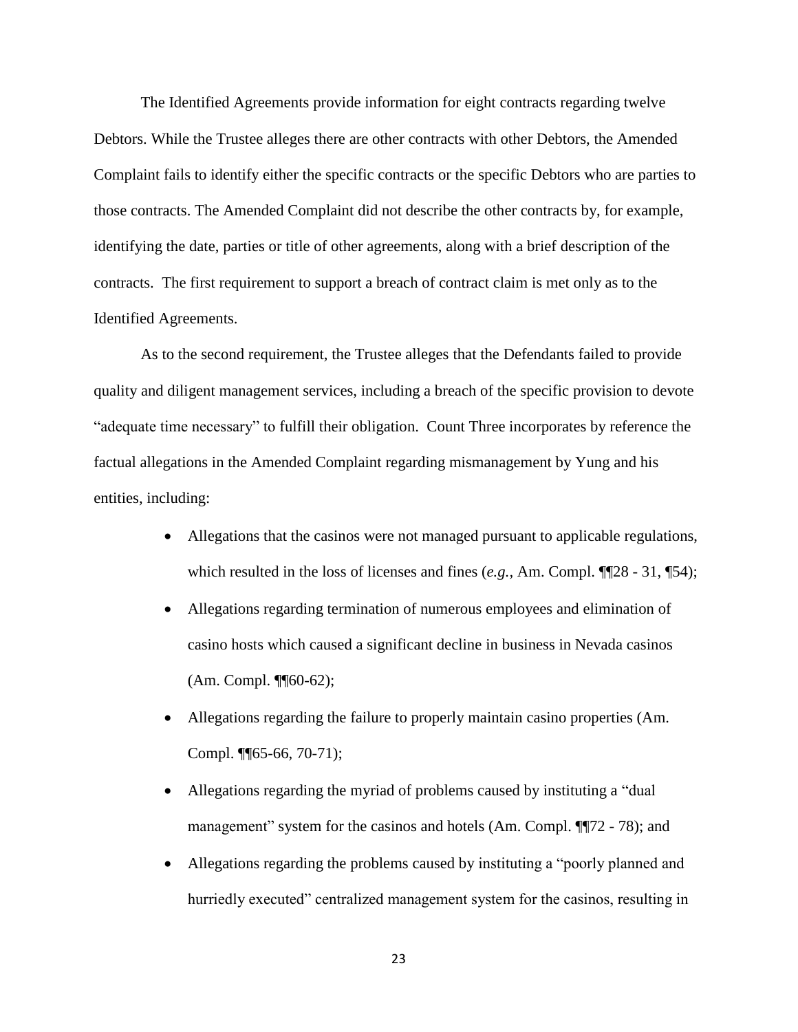The Identified Agreements provide information for eight contracts regarding twelve Debtors. While the Trustee alleges there are other contracts with other Debtors, the Amended Complaint fails to identify either the specific contracts or the specific Debtors who are parties to those contracts. The Amended Complaint did not describe the other contracts by, for example, identifying the date, parties or title of other agreements, along with a brief description of the contracts. The first requirement to support a breach of contract claim is met only as to the Identified Agreements.

As to the second requirement, the Trustee alleges that the Defendants failed to provide quality and diligent management services, including a breach of the specific provision to devote "adequate time necessary" to fulfill their obligation. Count Three incorporates by reference the factual allegations in the Amended Complaint regarding mismanagement by Yung and his entities, including:

- Allegations that the casinos were not managed pursuant to applicable regulations, which resulted in the loss of licenses and fines (*e.g.*, Am. Compl. ¶¶28 - 31, ¶54);
- Allegations regarding termination of numerous employees and elimination of casino hosts which caused a significant decline in business in Nevada casinos (Am. Compl. ¶¶60-62);
- Allegations regarding the failure to properly maintain casino properties (Am. Compl. ¶¶65-66, 70-71);
- Allegations regarding the myriad of problems caused by instituting a "dual management" system for the casinos and hotels (Am. Compl. ¶¶72 - 78); and
- Allegations regarding the problems caused by instituting a "poorly planned and hurriedly executed" centralized management system for the casinos, resulting in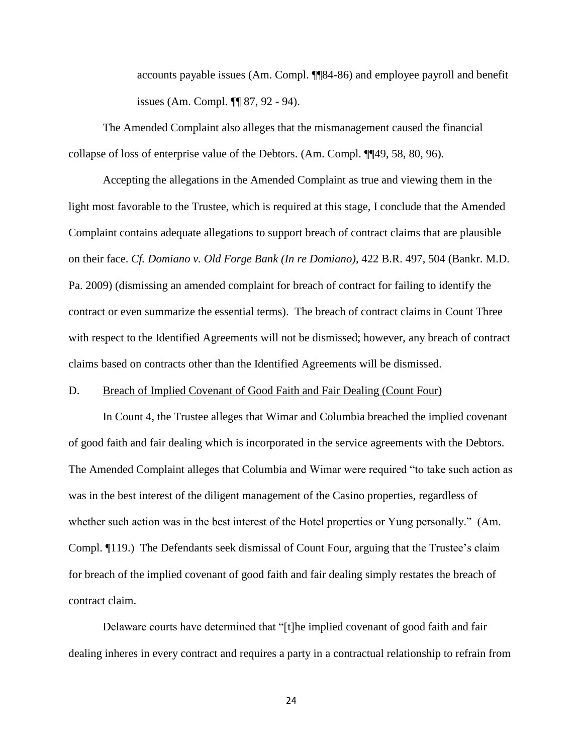accounts payable issues (Am. Compl. ¶¶84-86) and employee payroll and benefit issues (Am. Compl. ¶¶ 87, 92 - 94).

The Amended Complaint also alleges that the mismanagement caused the financial collapse of loss of enterprise value of the Debtors. (Am. Compl. ¶¶49, 58, 80, 96).

Accepting the allegations in the Amended Complaint as true and viewing them in the light most favorable to the Trustee, which is required at this stage, I conclude that the Amended Complaint contains adequate allegations to support breach of contract claims that are plausible on their face. *Cf. Domiano v. Old Forge Bank (In re Domiano)*, 422 B.R. 497, 504 (Bankr. M.D. Pa. 2009) (dismissing an amended complaint for breach of contract for failing to identify the contract or even summarize the essential terms). The breach of contract claims in Count Three with respect to the Identified Agreements will not be dismissed; however, any breach of contract claims based on contracts other than the Identified Agreements will be dismissed.

D. <u>Breach of Implied Covenant of Good Faith and Fair Dealing (Count Four)</u>

In Count 4, the Trustee alleges that Wimar and Columbia breached the implied covenant of good faith and fair dealing which is incorporated in the service agreements with the Debtors. The Amended Complaint alleges that Columbia and Wimar were required "to take such action as was in the best interest of the diligent management of the Casino properties, regardless of whether such action was in the best interest of the Hotel properties or Yung personally." (Am. Compl. ¶119.) The Defendants seek dismissal of Count Four, arguing that the Trustee's claim for breach of the implied covenant of good faith and fair dealing simply restates the breach of contract claim.

Delaware courts have determined that "[t]he implied covenant of good faith and fair dealing inheres in every contract and requires a party in a contractual relationship to refrain from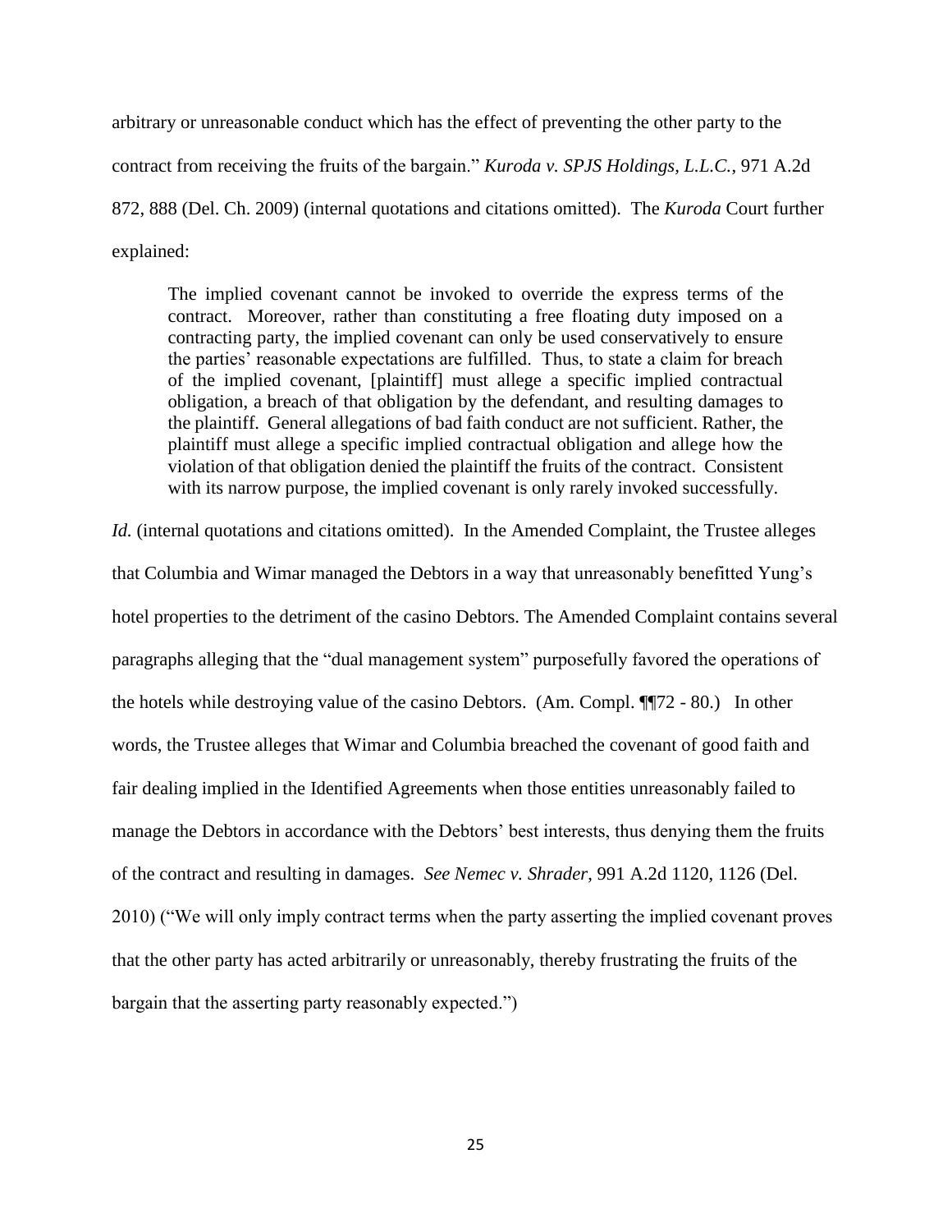arbitrary or unreasonable conduct which has the effect of preventing the other party to the contract from receiving the fruits of the bargain." *Kuroda v. SPJS Holdings, L.L.C.*, 971 A.2d 872, 888 (Del. Ch. 2009) (internal quotations and citations omitted). The *Kuroda* Court further explained:

> The implied covenant cannot be invoked to override the express terms of the contract. Moreover, rather than constituting a free floating duty imposed on a contracting party, the implied covenant can only be used conservatively to ensure the parties' reasonable expectations are fulfilled. Thus, to state a claim for breach of the implied covenant, [plaintiff] must allege a specific implied contractual obligation, a breach of that obligation by the defendant, and resulting damages to the plaintiff. General allegations of bad faith conduct are not sufficient. Rather, the plaintiff must allege a specific implied contractual obligation and allege how the violation of that obligation denied the plaintiff the fruits of the contract. Consistent with its narrow purpose, the implied covenant is only rarely invoked successfully.

*Id.* (internal quotations and citations omitted). In the Amended Complaint, the Trustee alleges that Columbia and Wimar managed the Debtors in a way that unreasonably benefitted Yung's hotel properties to the detriment of the casino Debtors. The Amended Complaint contains several paragraphs alleging that the "dual management system" purposefully favored the operations of the hotels while destroying value of the casino Debtors. (Am. Compl. ¶¶72 - 80.) In other words, the Trustee alleges that Wimar and Columbia breached the covenant of good faith and fair dealing implied in the Identified Agreements when those entities unreasonably failed to manage the Debtors in accordance with the Debtors' best interests, thus denying them the fruits of the contract and resulting in damages. *See Nemec v. Shrader*, 991 A.2d 1120, 1126 (Del. 2010) ("We will only imply contract terms when the party asserting the implied covenant proves that the other party has acted arbitrarily or unreasonably, thereby frustrating the fruits of the bargain that the asserting party reasonably expected.")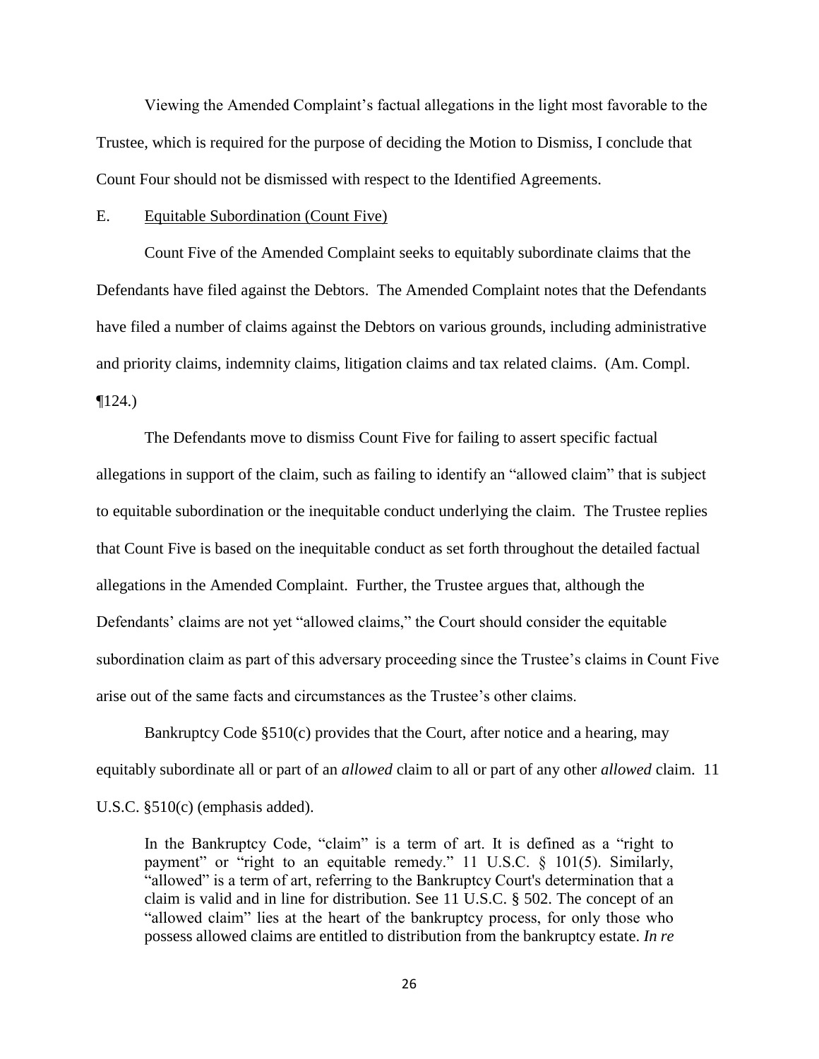Viewing the Amended Complaint's factual allegations in the light most favorable to the Trustee, which is required for the purpose of deciding the Motion to Dismiss, I conclude that Count Four should not be dismissed with respect to the Identified Agreements.

E. Equitable Subordination (Count Five)

Count Five of the Amended Complaint seeks to equitably subordinate claims that the Defendants have filed against the Debtors. The Amended Complaint notes that the Defendants have filed a number of claims against the Debtors on various grounds, including administrative and priority claims, indemnity claims, litigation claims and tax related claims. (Am. Compl. ¶124.)

The Defendants move to dismiss Count Five for failing to assert specific factual allegations in support of the claim, such as failing to identify an "allowed claim" that is subject to equitable subordination or the inequitable conduct underlying the claim. The Trustee replies that Count Five is based on the inequitable conduct as set forth throughout the detailed factual allegations in the Amended Complaint. Further, the Trustee argues that, although the Defendants' claims are not yet "allowed claims," the Court should consider the equitable subordination claim as part of this adversary proceeding since the Trustee's claims in Count Five arise out of the same facts and circumstances as the Trustee's other claims.

Bankruptcy Code §510(c) provides that the Court, after notice and a hearing, may equitably subordinate all or part of an *allowed* claim to all or part of any other *allowed* claim. 11 U.S.C. §510(c) (emphasis added).

> In the Bankruptcy Code, "claim" is a term of art. It is defined as a "right to payment" or "right to an equitable remedy." 11 U.S.C. § 101(5). Similarly, "allowed" is a term of art, referring to the Bankruptcy Court's determination that a claim is valid and in line for distribution. See 11 U.S.C. § 502. The concept of an "allowed claim" lies at the heart of the bankruptcy process, for only those who possess allowed claims are entitled to distribution from the bankruptcy estate. *In re*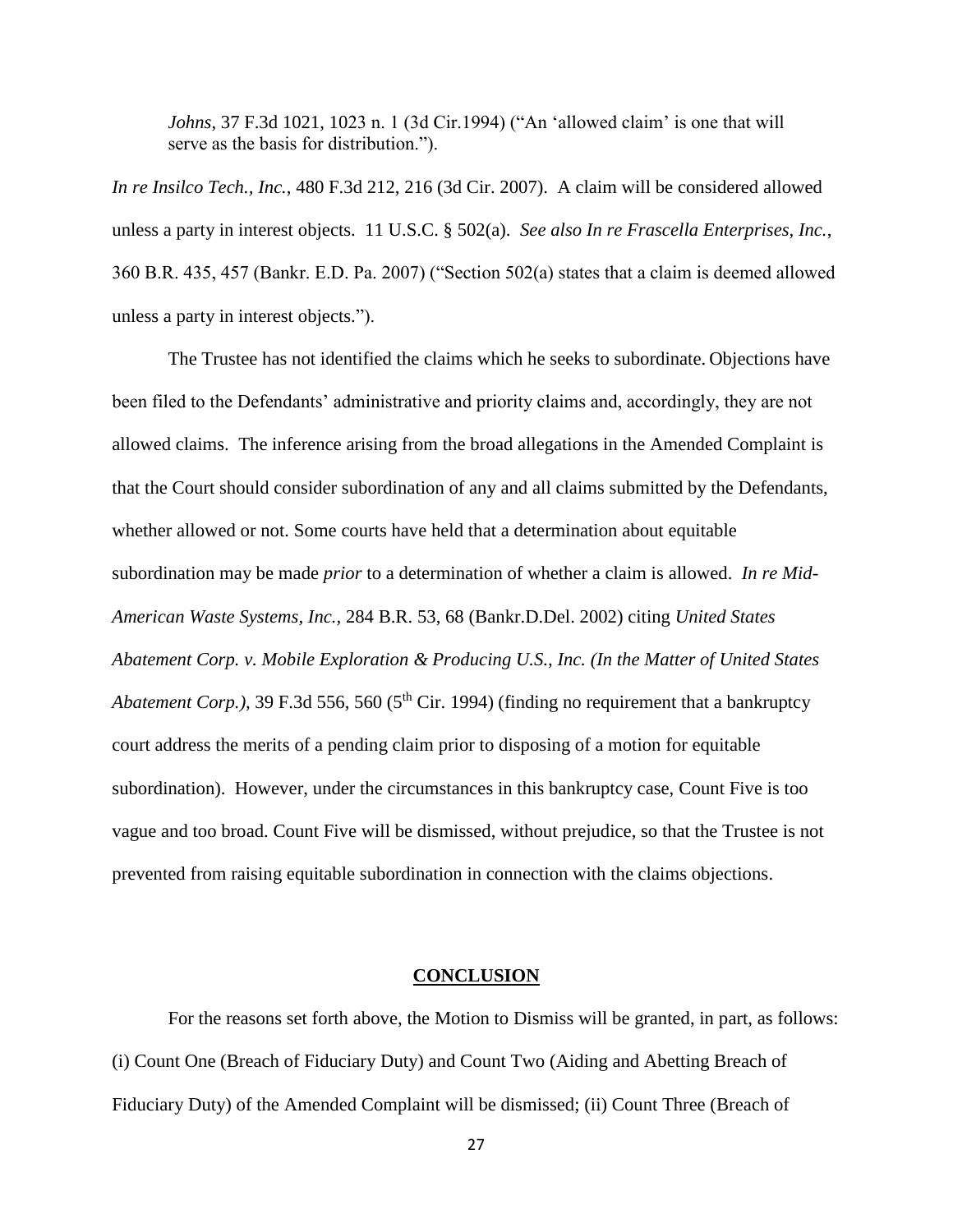> *Johns*, 37 F.3d 1021, 1023 n. 1 (3d Cir.1994) ("An 'allowed claim' is one that will serve as the basis for distribution.").

*In re Insilco Tech., Inc.*, 480 F.3d 212, 216 (3d Cir. 2007). A claim will be considered allowed unless a party in interest objects. 11 U.S.C. § 502(a). *See also In re Frascella Enterprises, Inc.*, 360 B.R. 435, 457 (Bankr. E.D. Pa. 2007) ("Section 502(a) states that a claim is deemed allowed unless a party in interest objects.").

The Trustee has not identified the claims which he seeks to subordinate. Objections have been filed to the Defendants' administrative and priority claims and, accordingly, they are not allowed claims. The inference arising from the broad allegations in the Amended Complaint is that the Court should consider subordination of any and all claims submitted by the Defendants, whether allowed or not. Some courts have held that a determination about equitable subordination may be made *prior* to a determination of whether a claim is allowed. *In re Mid-American Waste Systems, Inc.*, 284 B.R. 53, 68 (Bankr.D.Del. 2002) citing *United States Abatement Corp. v. Mobile Exploration & Producing U.S., Inc. (In the Matter of United States Abatement Corp.)*, 39 F.3d 556, 560 (5th Cir. 1994) (finding no requirement that a bankruptcy court address the merits of a pending claim prior to disposing of a motion for equitable subordination). However, under the circumstances in this bankruptcy case, Count Five is too vague and too broad. Count Five will be dismissed, without prejudice, so that the Trustee is not prevented from raising equitable subordination in connection with the claims objections.

## CONCLUSION

For the reasons set forth above, the Motion to Dismiss will be granted, in part, as follows: (i) Count One (Breach of Fiduciary Duty) and Count Two (Aiding and Abetting Breach of Fiduciary Duty) of the Amended Complaint will be dismissed; (ii) Count Three (Breach of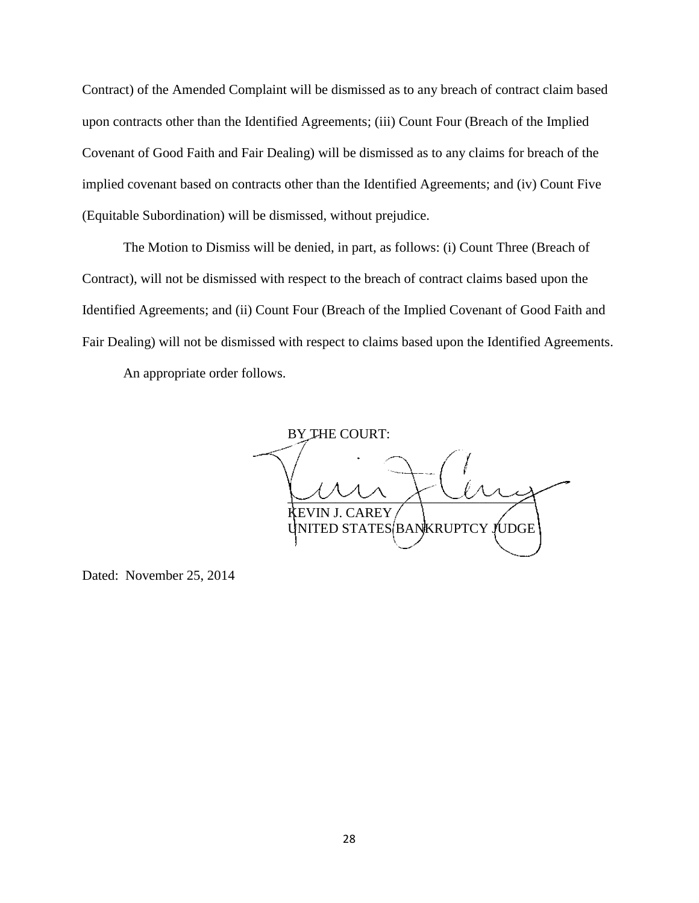Contract) of the Amended Complaint will be dismissed as to any breach of contract claim based upon contracts other than the Identified Agreements; (iii) Count Four (Breach of the Implied Covenant of Good Faith and Fair Dealing) will be dismissed as to any claims for breach of the implied covenant based on contracts other than the Identified Agreements; and (iv) Count Five (Equitable Subordination) will be dismissed, without prejudice.

The Motion to Dismiss will be denied, in part, as follows: (i) Count Three (Breach of Contract), will not be dismissed with respect to the breach of contract claims based upon the Identified Agreements; and (ii) Count Four (Breach of the Implied Covenant of Good Faith and Fair Dealing) will not be dismissed with respect to claims based upon the Identified Agreements.

An appropriate order follows.

BY THE COURT:

KEVIN J. CAREY
UNITED STATES BANKRUPTCY JUDGE

Dated: November 25, 2014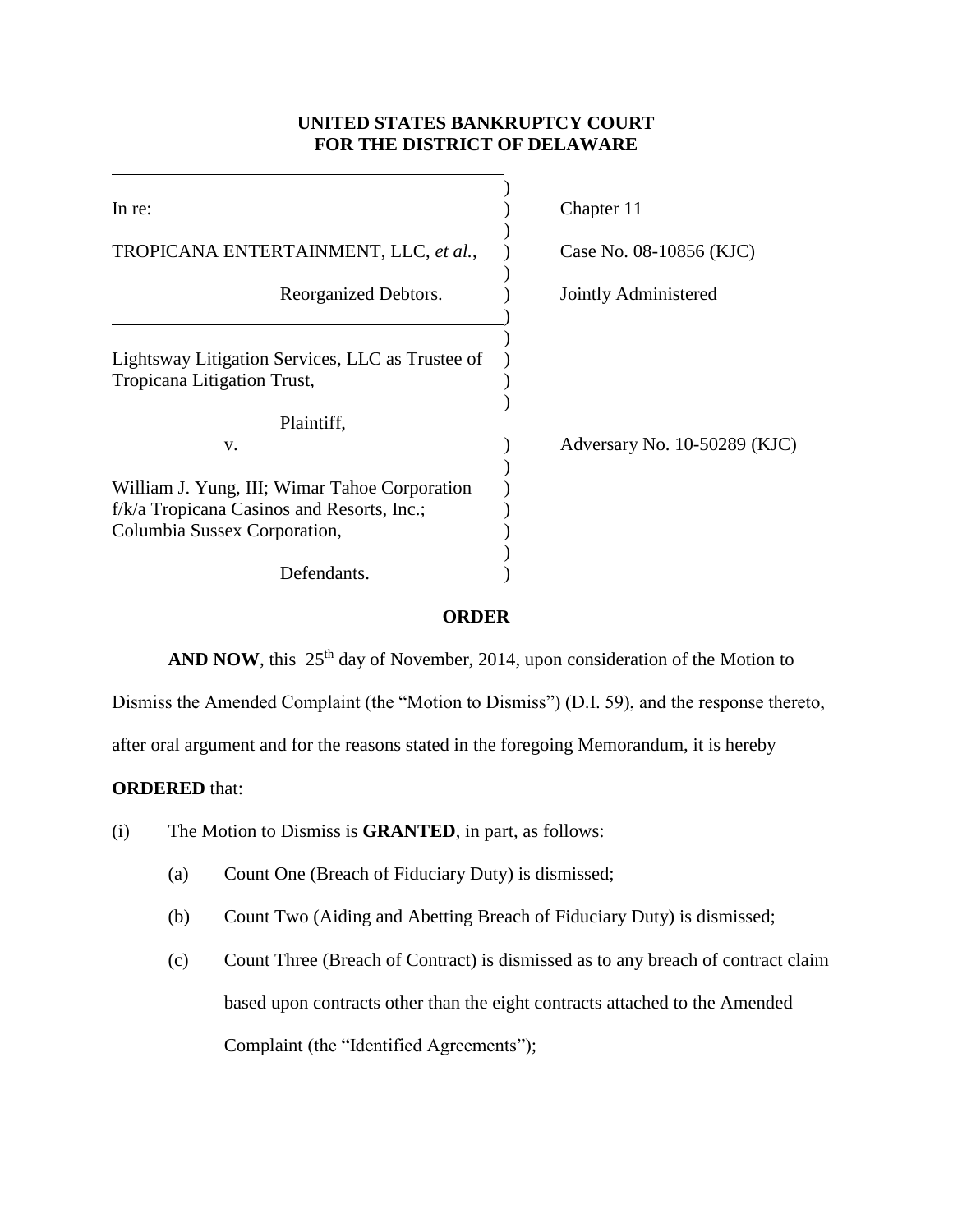**UNITED STATES BANKRUPTCY COURT**
**FOR THE DISTRICT OF DELAWARE**

| | |
|---|---|
| In re: | Chapter 11 |
| TROPICANA ENTERTAINMENT, LLC, *et al.*, | Case No. 08-10856 (KJC) |
| Reorganized Debtors. | Jointly Administered |
| Lightsway Litigation Services, LLC as Trustee of Tropicana Litigation Trust, | |
| Plaintiff, | |
| v. | Adversary No. 10-50289 (KJC) |
| William J. Yung, III; Wimar Tahoe Corporation f/k/a Tropicana Casinos and Resorts, Inc.; Columbia Sussex Corporation, | |
| Defendants. | |

**ORDER**

**AND NOW**, this 25th day of November, 2014, upon consideration of the Motion to Dismiss the Amended Complaint (the "Motion to Dismiss") (D.I. 59), and the response thereto, after oral argument and for the reasons stated in the foregoing Memorandum, it is hereby

**ORDERED** that:

(i) The Motion to Dismiss is **GRANTED**, in part, as follows:

- (a) Count One (Breach of Fiduciary Duty) is dismissed;
- (b) Count Two (Aiding and Abetting Breach of Fiduciary Duty) is dismissed;
- (c) Count Three (Breach of Contract) is dismissed as to any breach of contract claim based upon contracts other than the eight contracts attached to the Amended Complaint (the "Identified Agreements");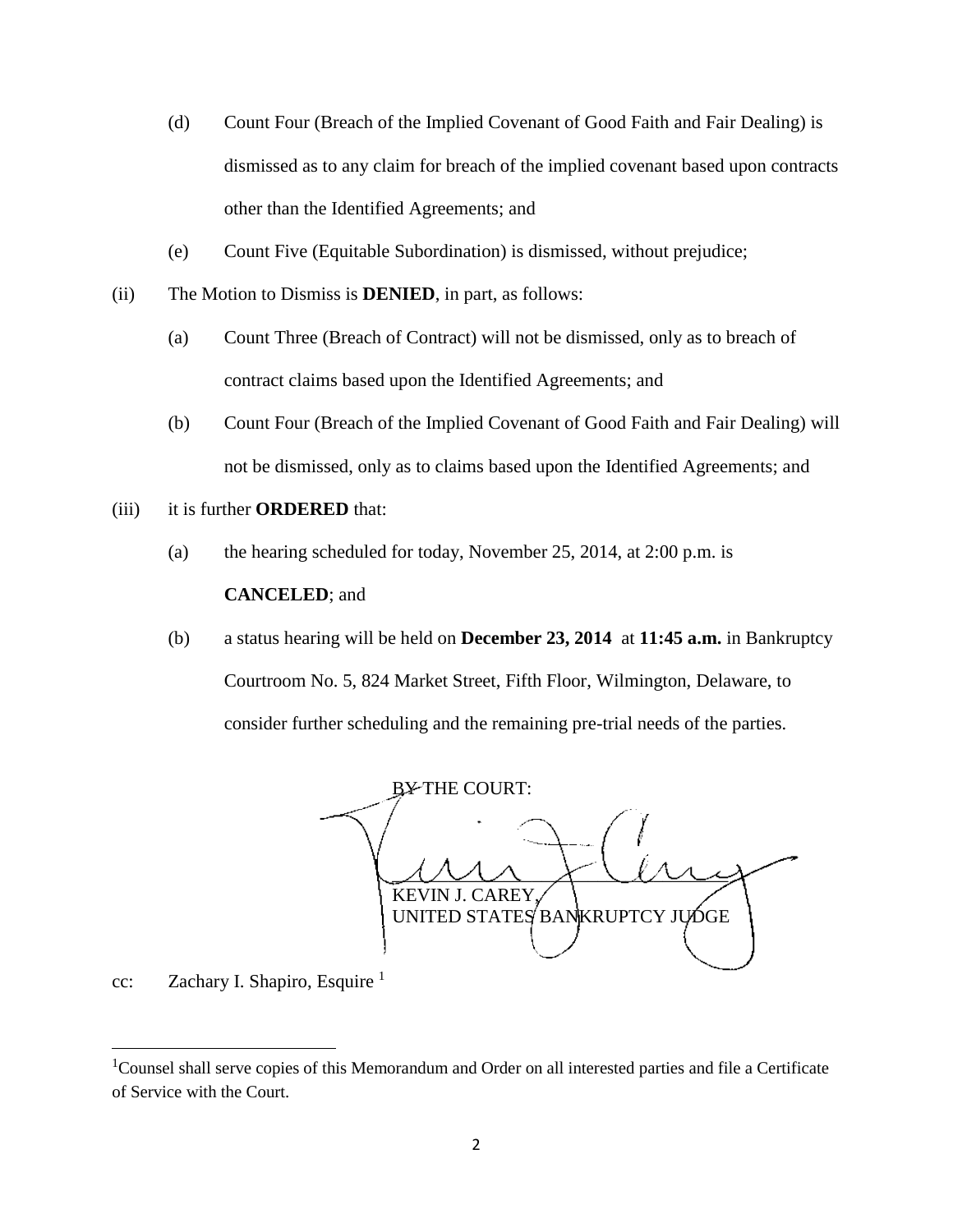(d) Count Four (Breach of the Implied Covenant of Good Faith and Fair Dealing) is dismissed as to any claim for breach of the implied covenant based upon contracts other than the Identified Agreements; and

(e) Count Five (Equitable Subordination) is dismissed, without prejudice;

(ii) The Motion to Dismiss is **DENIED**, in part, as follows:

(a) Count Three (Breach of Contract) will not be dismissed, only as to breach of contract claims based upon the Identified Agreements; and

(b) Count Four (Breach of the Implied Covenant of Good Faith and Fair Dealing) will not be dismissed, only as to claims based upon the Identified Agreements; and

(iii) it is further **ORDERED** that:

(a) the hearing scheduled for today, November 25, 2014, at 2:00 p.m. is **CANCELED**; and

(b) a status hearing will be held on **December 23, 2014** at **11:45 a.m.** in Bankruptcy Courtroom No. 5, 824 Market Street, Fifth Floor, Wilmington, Delaware, to consider further scheduling and the remaining pre-trial needs of the parties.

BY THE COURT:

KEVIN J. CAREY,
UNITED STATES BANKRUPTCY JUDGE

cc: Zachary I. Shapiro, Esquire [1]

[1] Counsel shall serve copies of this Memorandum and Order on all interested parties and file a Certificate of Service with the Court.